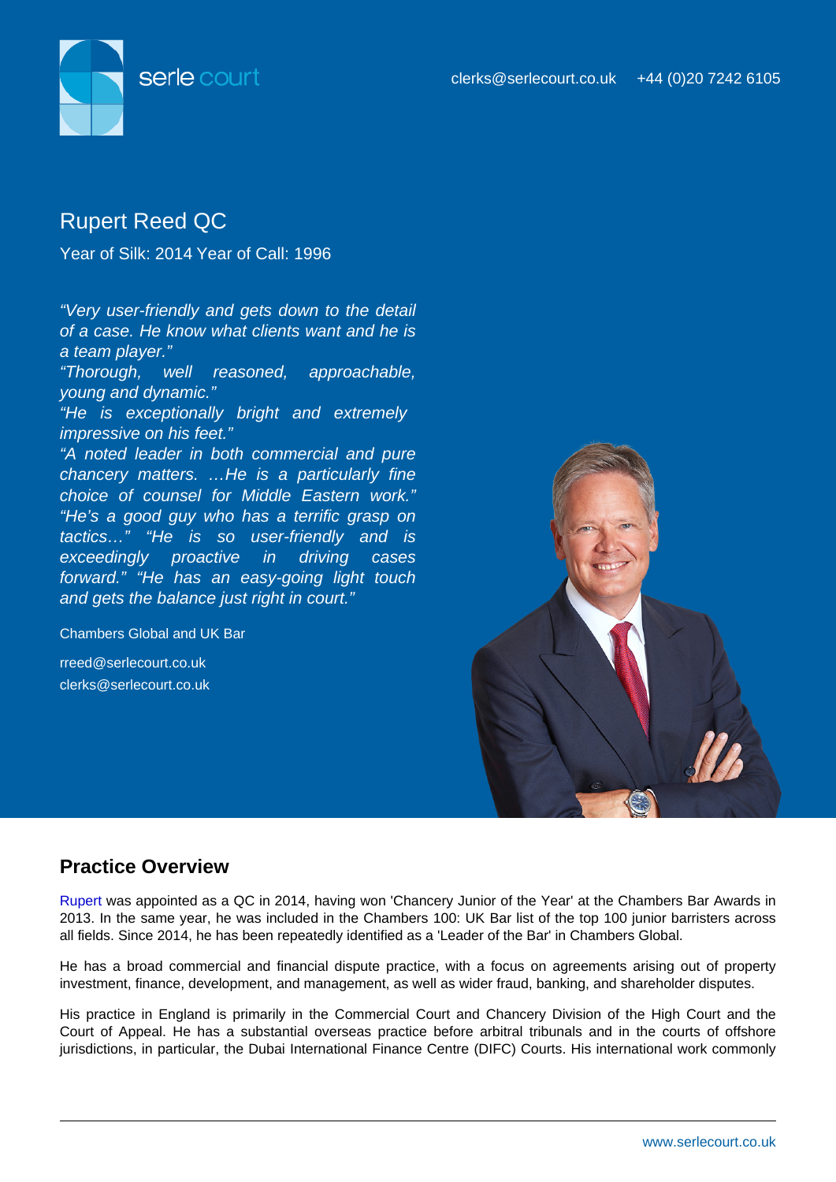serle court

clerks@serlecourt.co.uk +44 (0)20 7242 6105

# Rupert Reed QC

Year of Silk: 2014 Year of Call: 1996

*"Very user-friendly and gets down to the detail of a case. He know what clients want and he is a team player."*
*"Thorough, well reasoned, approachable, young and dynamic."*
*"He is exceptionally bright and extremely impressive on his feet."*
*"A noted leader in both commercial and pure chancery matters. …He is a particularly fine choice of counsel for Middle Eastern work." "He's a good guy who has a terrific grasp on tactics…" "He is so user-friendly and is exceedingly proactive in driving cases forward." "He has an easy-going light touch and gets the balance just right in court."*

Chambers Global and UK Bar

rreed@serlecourt.co.uk
clerks@serlecourt.co.uk

## Practice Overview

Rupert was appointed as a QC in 2014, having won 'Chancery Junior of the Year' at the Chambers Bar Awards in 2013. In the same year, he was included in the Chambers 100: UK Bar list of the top 100 junior barristers across all fields. Since 2014, he has been repeatedly identified as a 'Leader of the Bar' in Chambers Global.

He has a broad commercial and financial dispute practice, with a focus on agreements arising out of property investment, finance, development, and management, as well as wider fraud, banking, and shareholder disputes.

His practice in England is primarily in the Commercial Court and Chancery Division of the High Court and the Court of Appeal. He has a substantial overseas practice before arbitral tribunals and in the courts of offshore jurisdictions, in particular, the Dubai International Finance Centre (DIFC) Courts. His international work commonly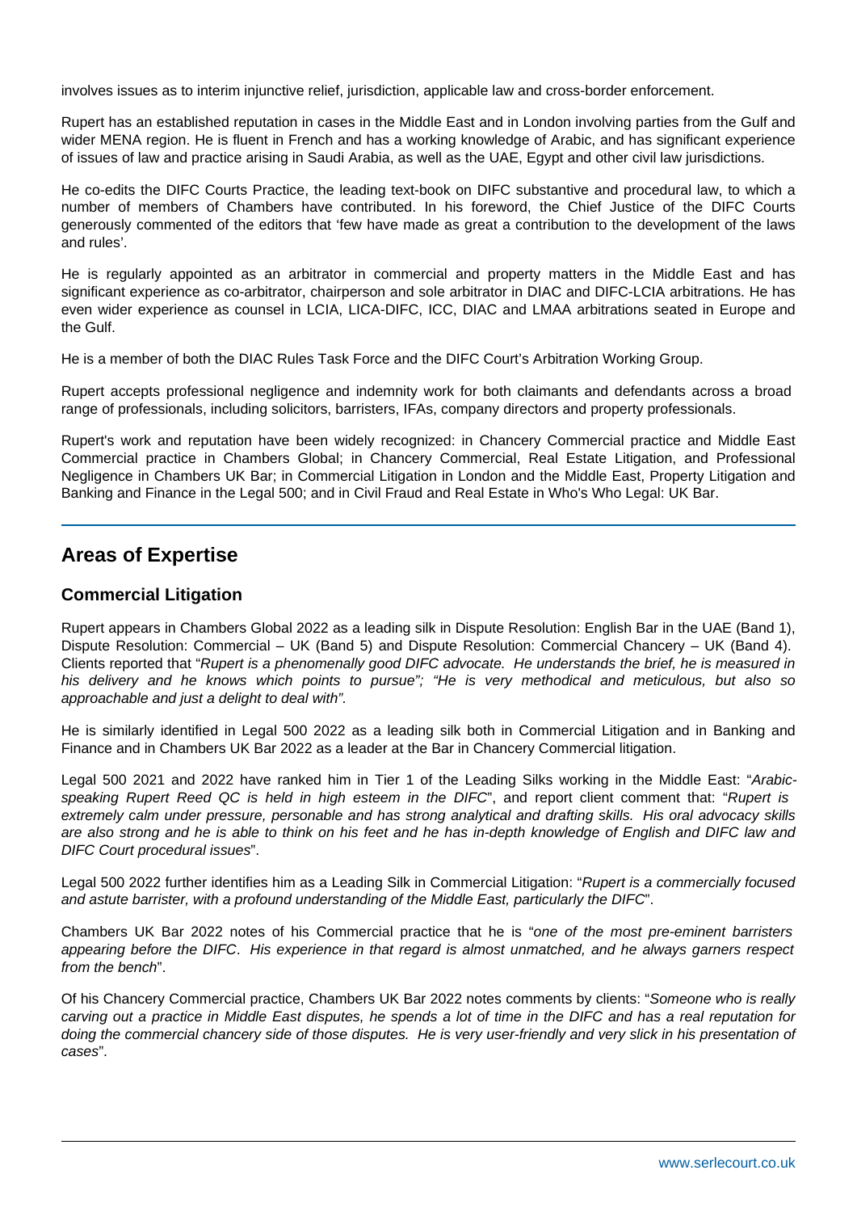involves issues as to interim injunctive relief, jurisdiction, applicable law and cross-border enforcement.

Rupert has an established reputation in cases in the Middle East and in London involving parties from the Gulf and wider MENA region. He is fluent in French and has a working knowledge of Arabic, and has significant experience of issues of law and practice arising in Saudi Arabia, as well as the UAE, Egypt and other civil law jurisdictions.

He co-edits the DIFC Courts Practice, the leading text-book on DIFC substantive and procedural law, to which a number of members of Chambers have contributed. In his foreword, the Chief Justice of the DIFC Courts generously commented of the editors that 'few have made as great a contribution to the development of the laws and rules'.

He is regularly appointed as an arbitrator in commercial and property matters in the Middle East and has significant experience as co-arbitrator, chairperson and sole arbitrator in DIAC and DIFC-LCIA arbitrations. He has even wider experience as counsel in LCIA, LICA-DIFC, ICC, DIAC and LMAA arbitrations seated in Europe and the Gulf.

He is a member of both the DIAC Rules Task Force and the DIFC Court's Arbitration Working Group.

Rupert accepts professional negligence and indemnity work for both claimants and defendants across a broad range of professionals, including solicitors, barristers, IFAs, company directors and property professionals.

Rupert's work and reputation have been widely recognized: in Chancery Commercial practice and Middle East Commercial practice in Chambers Global; in Chancery Commercial, Real Estate Litigation, and Professional Negligence in Chambers UK Bar; in Commercial Litigation in London and the Middle East, Property Litigation and Banking and Finance in the Legal 500; and in Civil Fraud and Real Estate in Who's Who Legal: UK Bar.

## Areas of Expertise

### Commercial Litigation

Rupert appears in Chambers Global 2022 as a leading silk in Dispute Resolution: English Bar in the UAE (Band 1), Dispute Resolution: Commercial – UK (Band 5) and Dispute Resolution: Commercial Chancery – UK (Band 4). Clients reported that "*Rupert is a phenomenally good DIFC advocate. He understands the brief, he is measured in his delivery and he knows which points to pursue"; "He is very methodical and meticulous, but also so approachable and just a delight to deal with"*.

He is similarly identified in Legal 500 2022 as a leading silk both in Commercial Litigation and in Banking and Finance and in Chambers UK Bar 2022 as a leader at the Bar in Chancery Commercial litigation.

Legal 500 2021 and 2022 have ranked him in Tier 1 of the Leading Silks working in the Middle East: "*Arabic-speaking Rupert Reed QC is held in high esteem in the DIFC*", and report client comment that: "*Rupert is extremely calm under pressure, personable and has strong analytical and drafting skills. His oral advocacy skills are also strong and he is able to think on his feet and he has in-depth knowledge of English and DIFC law and DIFC Court procedural issues*".

Legal 500 2022 further identifies him as a Leading Silk in Commercial Litigation: "*Rupert is a commercially focused and astute barrister, with a profound understanding of the Middle East, particularly the DIFC*".

Chambers UK Bar 2022 notes of his Commercial practice that he is "*one of the most pre-eminent barristers appearing before the DIFC. His experience in that regard is almost unmatched, and he always garners respect from the bench*".

Of his Chancery Commercial practice, Chambers UK Bar 2022 notes comments by clients: "*Someone who is really carving out a practice in Middle East disputes, he spends a lot of time in the DIFC and has a real reputation for doing the commercial chancery side of those disputes. He is very user-friendly and very slick in his presentation of cases*".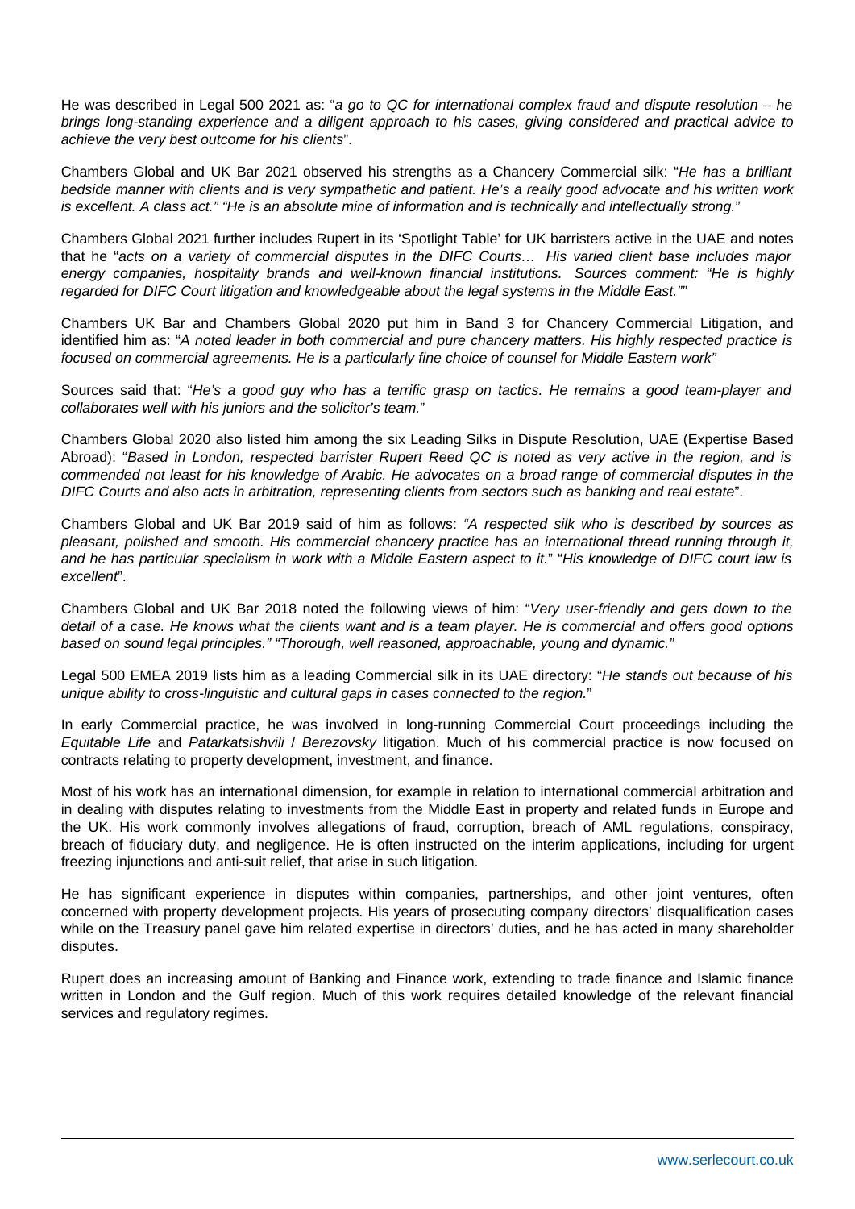He was described in Legal 500 2021 as: "*a go to QC for international complex fraud and dispute resolution – he brings long-standing experience and a diligent approach to his cases, giving considered and practical advice to achieve the very best outcome for his clients*".

Chambers Global and UK Bar 2021 observed his strengths as a Chancery Commercial silk: "*He has a brilliant bedside manner with clients and is very sympathetic and patient. He's a really good advocate and his written work is excellent. A class act." "He is an absolute mine of information and is technically and intellectually strong.*"

Chambers Global 2021 further includes Rupert in its 'Spotlight Table' for UK barristers active in the UAE and notes that he "*acts on a variety of commercial disputes in the DIFC Courts… His varied client base includes major energy companies, hospitality brands and well-known financial institutions. Sources comment: "He is highly regarded for DIFC Court litigation and knowledgeable about the legal systems in the Middle East.""*

Chambers UK Bar and Chambers Global 2020 put him in Band 3 for Chancery Commercial Litigation, and identified him as: "*A noted leader in both commercial and pure chancery matters. His highly respected practice is focused on commercial agreements. He is a particularly fine choice of counsel for Middle Eastern work"*

Sources said that: "*He's a good guy who has a terrific grasp on tactics. He remains a good team-player and collaborates well with his juniors and the solicitor's team.*"

Chambers Global 2020 also listed him among the six Leading Silks in Dispute Resolution, UAE (Expertise Based Abroad): "*Based in London, respected barrister Rupert Reed QC is noted as very active in the region, and is commended not least for his knowledge of Arabic. He advocates on a broad range of commercial disputes in the DIFC Courts and also acts in arbitration, representing clients from sectors such as banking and real estate*".

Chambers Global and UK Bar 2019 said of him as follows: *"A respected silk who is described by sources as pleasant, polished and smooth. His commercial chancery practice has an international thread running through it, and he has particular specialism in work with a Middle Eastern aspect to it.*" "*His knowledge of DIFC court law is excellent*".

Chambers Global and UK Bar 2018 noted the following views of him: "*Very user-friendly and gets down to the detail of a case. He knows what the clients want and is a team player. He is commercial and offers good options based on sound legal principles." "Thorough, well reasoned, approachable, young and dynamic."*

Legal 500 EMEA 2019 lists him as a leading Commercial silk in its UAE directory: "*He stands out because of his unique ability to cross-linguistic and cultural gaps in cases connected to the region.*"

In early Commercial practice, he was involved in long-running Commercial Court proceedings including the *Equitable Life* and *Patarkatsishvili* / *Berezovsky* litigation. Much of his commercial practice is now focused on contracts relating to property development, investment, and finance.

Most of his work has an international dimension, for example in relation to international commercial arbitration and in dealing with disputes relating to investments from the Middle East in property and related funds in Europe and the UK. His work commonly involves allegations of fraud, corruption, breach of AML regulations, conspiracy, breach of fiduciary duty, and negligence. He is often instructed on the interim applications, including for urgent freezing injunctions and anti-suit relief, that arise in such litigation.

He has significant experience in disputes within companies, partnerships, and other joint ventures, often concerned with property development projects. His years of prosecuting company directors' disqualification cases while on the Treasury panel gave him related expertise in directors' duties, and he has acted in many shareholder disputes.

Rupert does an increasing amount of Banking and Finance work, extending to trade finance and Islamic finance written in London and the Gulf region. Much of this work requires detailed knowledge of the relevant financial services and regulatory regimes.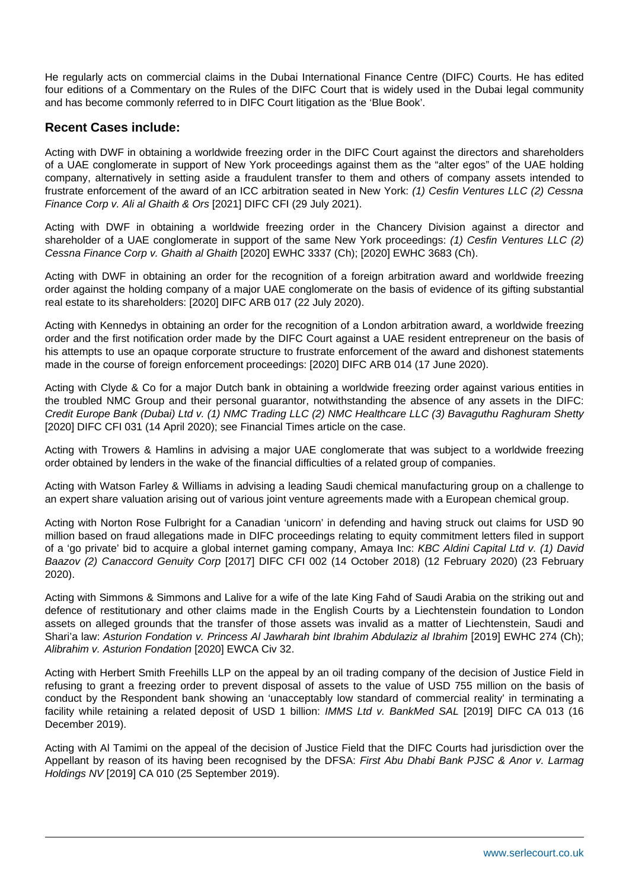He regularly acts on commercial claims in the Dubai International Finance Centre (DIFC) Courts. He has edited four editions of a Commentary on the Rules of the DIFC Court that is widely used in the Dubai legal community and has become commonly referred to in DIFC Court litigation as the 'Blue Book'.

## Recent Cases include:

Acting with DWF in obtaining a worldwide freezing order in the DIFC Court against the directors and shareholders of a UAE conglomerate in support of New York proceedings against them as the "alter egos" of the UAE holding company, alternatively in setting aside a fraudulent transfer to them and others of company assets intended to frustrate enforcement of the award of an ICC arbitration seated in New York: *(1) Cesfin Ventures LLC (2) Cessna Finance Corp v. Ali al Ghaith & Ors* [2021] DIFC CFI (29 July 2021).

Acting with DWF in obtaining a worldwide freezing order in the Chancery Division against a director and shareholder of a UAE conglomerate in support of the same New York proceedings: *(1) Cesfin Ventures LLC (2) Cessna Finance Corp v. Ghaith al Ghaith* [2020] EWHC 3337 (Ch); [2020] EWHC 3683 (Ch).

Acting with DWF in obtaining an order for the recognition of a foreign arbitration award and worldwide freezing order against the holding company of a major UAE conglomerate on the basis of evidence of its gifting substantial real estate to its shareholders: [2020] DIFC ARB 017 (22 July 2020).

Acting with Kennedys in obtaining an order for the recognition of a London arbitration award, a worldwide freezing order and the first notification order made by the DIFC Court against a UAE resident entrepreneur on the basis of his attempts to use an opaque corporate structure to frustrate enforcement of the award and dishonest statements made in the course of foreign enforcement proceedings: [2020] DIFC ARB 014 (17 June 2020).

Acting with Clyde & Co for a major Dutch bank in obtaining a worldwide freezing order against various entities in the troubled NMC Group and their personal guarantor, notwithstanding the absence of any assets in the DIFC: *Credit Europe Bank (Dubai) Ltd v. (1) NMC Trading LLC (2) NMC Healthcare LLC (3) Bavaguthu Raghuram Shetty* [2020] DIFC CFI 031 (14 April 2020); see Financial Times article on the case.

Acting with Trowers & Hamlins in advising a major UAE conglomerate that was subject to a worldwide freezing order obtained by lenders in the wake of the financial difficulties of a related group of companies.

Acting with Watson Farley & Williams in advising a leading Saudi chemical manufacturing group on a challenge to an expert share valuation arising out of various joint venture agreements made with a European chemical group.

Acting with Norton Rose Fulbright for a Canadian 'unicorn' in defending and having struck out claims for USD 90 million based on fraud allegations made in DIFC proceedings relating to equity commitment letters filed in support of a 'go private' bid to acquire a global internet gaming company, Amaya Inc: *KBC Aldini Capital Ltd v. (1) David Baazov (2) Canaccord Genuity Corp* [2017] DIFC CFI 002 (14 October 2018) (12 February 2020) (23 February 2020).

Acting with Simmons & Simmons and Lalive for a wife of the late King Fahd of Saudi Arabia on the striking out and defence of restitutionary and other claims made in the English Courts by a Liechtenstein foundation to London assets on alleged grounds that the transfer of those assets was invalid as a matter of Liechtenstein, Saudi and Shari'a law: *Asturion Fondation v. Princess Al Jawharah bint Ibrahim Abdulaziz al Ibrahim* [2019] EWHC 274 (Ch); *Alibrahim v. Asturion Fondation* [2020] EWCA Civ 32.

Acting with Herbert Smith Freehills LLP on the appeal by an oil trading company of the decision of Justice Field in refusing to grant a freezing order to prevent disposal of assets to the value of USD 755 million on the basis of conduct by the Respondent bank showing an 'unacceptably low standard of commercial reality' in terminating a facility while retaining a related deposit of USD 1 billion: *IMMS Ltd v. BankMed SAL* [2019] DIFC CA 013 (16 December 2019).

Acting with Al Tamimi on the appeal of the decision of Justice Field that the DIFC Courts had jurisdiction over the Appellant by reason of its having been recognised by the DFSA: *First Abu Dhabi Bank PJSC & Anor v. Larmag Holdings NV* [2019] CA 010 (25 September 2019).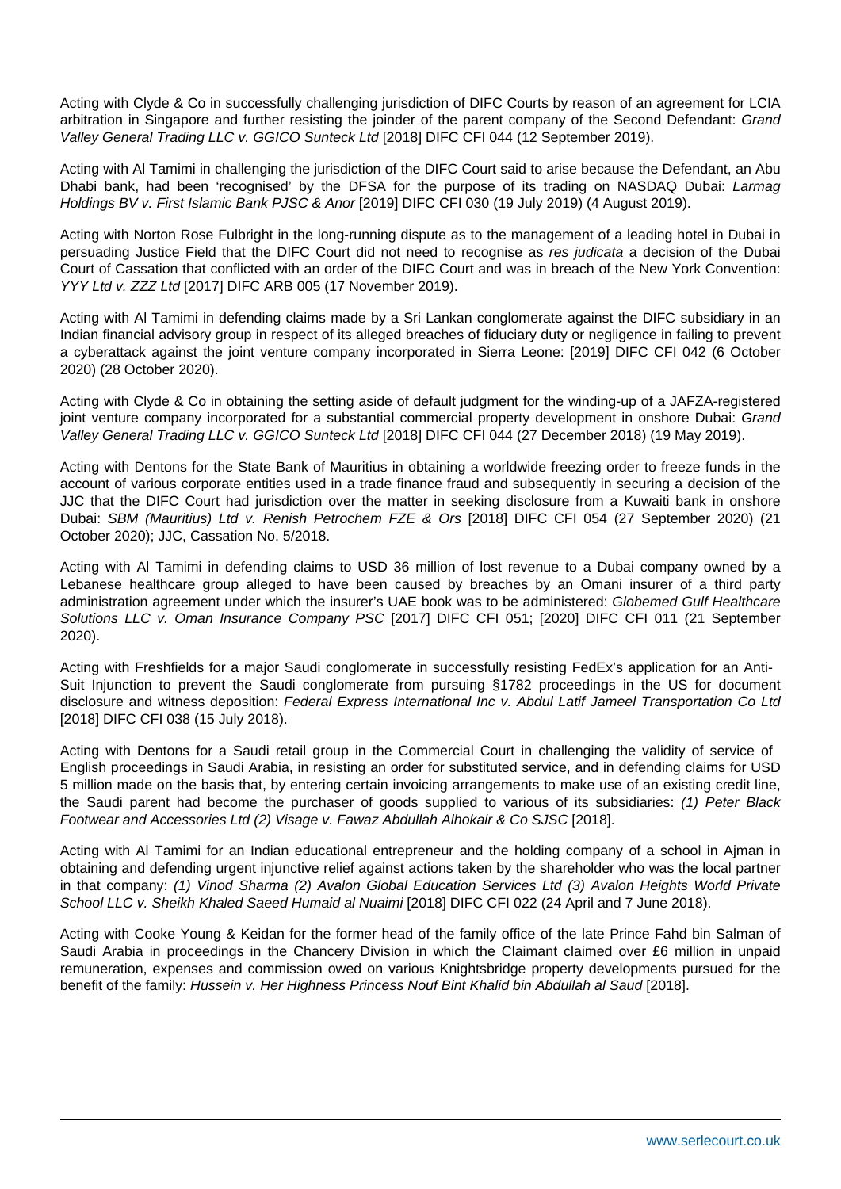Acting with Clyde & Co in successfully challenging jurisdiction of DIFC Courts by reason of an agreement for LCIA arbitration in Singapore and further resisting the joinder of the parent company of the Second Defendant: *Grand Valley General Trading LLC v. GGICO Sunteck Ltd* [2018] DIFC CFI 044 (12 September 2019).

Acting with Al Tamimi in challenging the jurisdiction of the DIFC Court said to arise because the Defendant, an Abu Dhabi bank, had been 'recognised' by the DFSA for the purpose of its trading on NASDAQ Dubai: *Larmag Holdings BV v. First Islamic Bank PJSC & Anor* [2019] DIFC CFI 030 (19 July 2019) (4 August 2019).

Acting with Norton Rose Fulbright in the long-running dispute as to the management of a leading hotel in Dubai in persuading Justice Field that the DIFC Court did not need to recognise as *res judicata* a decision of the Dubai Court of Cassation that conflicted with an order of the DIFC Court and was in breach of the New York Convention: *YYY Ltd v. ZZZ Ltd* [2017] DIFC ARB 005 (17 November 2019).

Acting with Al Tamimi in defending claims made by a Sri Lankan conglomerate against the DIFC subsidiary in an Indian financial advisory group in respect of its alleged breaches of fiduciary duty or negligence in failing to prevent a cyberattack against the joint venture company incorporated in Sierra Leone: [2019] DIFC CFI 042 (6 October 2020) (28 October 2020).

Acting with Clyde & Co in obtaining the setting aside of default judgment for the winding-up of a JAFZA-registered joint venture company incorporated for a substantial commercial property development in onshore Dubai: *Grand Valley General Trading LLC v. GGICO Sunteck Ltd* [2018] DIFC CFI 044 (27 December 2018) (19 May 2019).

Acting with Dentons for the State Bank of Mauritius in obtaining a worldwide freezing order to freeze funds in the account of various corporate entities used in a trade finance fraud and subsequently in securing a decision of the JJC that the DIFC Court had jurisdiction over the matter in seeking disclosure from a Kuwaiti bank in onshore Dubai: *SBM (Mauritius) Ltd v. Renish Petrochem FZE & Ors* [2018] DIFC CFI 054 (27 September 2020) (21 October 2020); JJC, Cassation No. 5/2018.

Acting with Al Tamimi in defending claims to USD 36 million of lost revenue to a Dubai company owned by a Lebanese healthcare group alleged to have been caused by breaches by an Omani insurer of a third party administration agreement under which the insurer's UAE book was to be administered: *Globemed Gulf Healthcare Solutions LLC v. Oman Insurance Company PSC* [2017] DIFC CFI 051; [2020] DIFC CFI 011 (21 September 2020).

Acting with Freshfields for a major Saudi conglomerate in successfully resisting FedEx's application for an Anti-Suit Injunction to prevent the Saudi conglomerate from pursuing §1782 proceedings in the US for document disclosure and witness deposition: *Federal Express International Inc v. Abdul Latif Jameel Transportation Co Ltd* [2018] DIFC CFI 038 (15 July 2018).

Acting with Dentons for a Saudi retail group in the Commercial Court in challenging the validity of service of English proceedings in Saudi Arabia, in resisting an order for substituted service, and in defending claims for USD 5 million made on the basis that, by entering certain invoicing arrangements to make use of an existing credit line, the Saudi parent had become the purchaser of goods supplied to various of its subsidiaries: *(1) Peter Black Footwear and Accessories Ltd (2) Visage v. Fawaz Abdullah Alhokair & Co SJSC* [2018].

Acting with Al Tamimi for an Indian educational entrepreneur and the holding company of a school in Ajman in obtaining and defending urgent injunctive relief against actions taken by the shareholder who was the local partner in that company: *(1) Vinod Sharma (2) Avalon Global Education Services Ltd (3) Avalon Heights World Private School LLC v. Sheikh Khaled Saeed Humaid al Nuaimi* [2018] DIFC CFI 022 (24 April and 7 June 2018).

Acting with Cooke Young & Keidan for the former head of the family office of the late Prince Fahd bin Salman of Saudi Arabia in proceedings in the Chancery Division in which the Claimant claimed over £6 million in unpaid remuneration, expenses and commission owed on various Knightsbridge property developments pursued for the benefit of the family: *Hussein v. Her Highness Princess Nouf Bint Khalid bin Abdullah al Saud* [2018].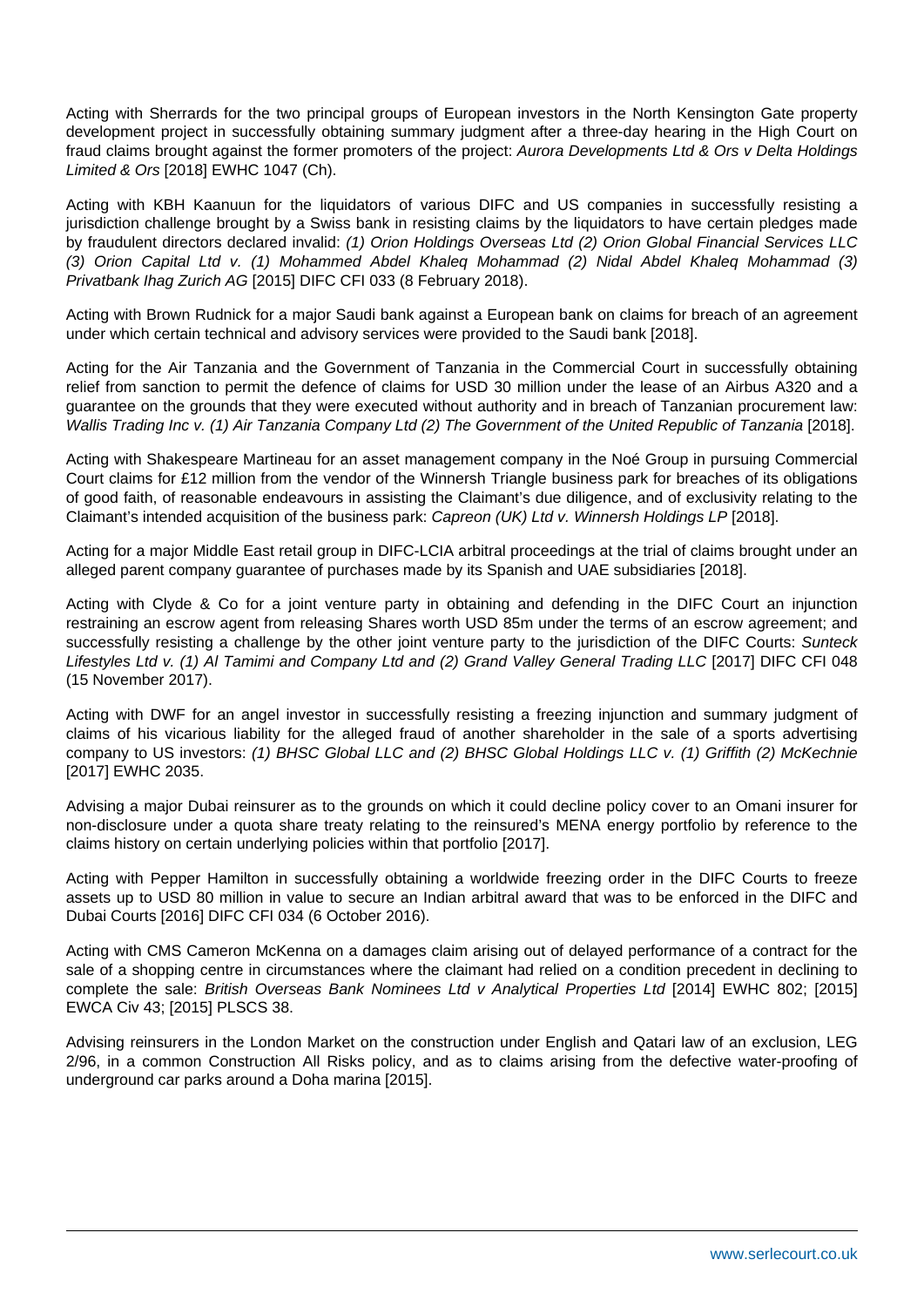Acting with Sherrards for the two principal groups of European investors in the North Kensington Gate property development project in successfully obtaining summary judgment after a three-day hearing in the High Court on fraud claims brought against the former promoters of the project: *Aurora Developments Ltd & Ors v Delta Holdings Limited & Ors* [2018] EWHC 1047 (Ch).

Acting with KBH Kaanuun for the liquidators of various DIFC and US companies in successfully resisting a jurisdiction challenge brought by a Swiss bank in resisting claims by the liquidators to have certain pledges made by fraudulent directors declared invalid: *(1) Orion Holdings Overseas Ltd (2) Orion Global Financial Services LLC (3) Orion Capital Ltd v. (1) Mohammed Abdel Khaleq Mohammad (2) Nidal Abdel Khaleq Mohammad (3) Privatbank Ihag Zurich AG* [2015] DIFC CFI 033 (8 February 2018).

Acting with Brown Rudnick for a major Saudi bank against a European bank on claims for breach of an agreement under which certain technical and advisory services were provided to the Saudi bank [2018].

Acting for the Air Tanzania and the Government of Tanzania in the Commercial Court in successfully obtaining relief from sanction to permit the defence of claims for USD 30 million under the lease of an Airbus A320 and a guarantee on the grounds that they were executed without authority and in breach of Tanzanian procurement law: *Wallis Trading Inc v. (1) Air Tanzania Company Ltd (2) The Government of the United Republic of Tanzania* [2018].

Acting with Shakespeare Martineau for an asset management company in the Noé Group in pursuing Commercial Court claims for £12 million from the vendor of the Winnersh Triangle business park for breaches of its obligations of good faith, of reasonable endeavours in assisting the Claimant's due diligence, and of exclusivity relating to the Claimant's intended acquisition of the business park: *Capreon (UK) Ltd v. Winnersh Holdings LP* [2018].

Acting for a major Middle East retail group in DIFC-LCIA arbitral proceedings at the trial of claims brought under an alleged parent company guarantee of purchases made by its Spanish and UAE subsidiaries [2018].

Acting with Clyde & Co for a joint venture party in obtaining and defending in the DIFC Court an injunction restraining an escrow agent from releasing Shares worth USD 85m under the terms of an escrow agreement; and successfully resisting a challenge by the other joint venture party to the jurisdiction of the DIFC Courts: *Sunteck Lifestyles Ltd v. (1) Al Tamimi and Company Ltd and (2) Grand Valley General Trading LLC* [2017] DIFC CFI 048 (15 November 2017).

Acting with DWF for an angel investor in successfully resisting a freezing injunction and summary judgment of claims of his vicarious liability for the alleged fraud of another shareholder in the sale of a sports advertising company to US investors: *(1) BHSC Global LLC and (2) BHSC Global Holdings LLC v. (1) Griffith (2) McKechnie* [2017] EWHC 2035.

Advising a major Dubai reinsurer as to the grounds on which it could decline policy cover to an Omani insurer for non-disclosure under a quota share treaty relating to the reinsured's MENA energy portfolio by reference to the claims history on certain underlying policies within that portfolio [2017].

Acting with Pepper Hamilton in successfully obtaining a worldwide freezing order in the DIFC Courts to freeze assets up to USD 80 million in value to secure an Indian arbitral award that was to be enforced in the DIFC and Dubai Courts [2016] DIFC CFI 034 (6 October 2016).

Acting with CMS Cameron McKenna on a damages claim arising out of delayed performance of a contract for the sale of a shopping centre in circumstances where the claimant had relied on a condition precedent in declining to complete the sale: *British Overseas Bank Nominees Ltd v Analytical Properties Ltd* [2014] EWHC 802; [2015] EWCA Civ 43; [2015] PLSCS 38.

Advising reinsurers in the London Market on the construction under English and Qatari law of an exclusion, LEG 2/96, in a common Construction All Risks policy, and as to claims arising from the defective water-proofing of underground car parks around a Doha marina [2015].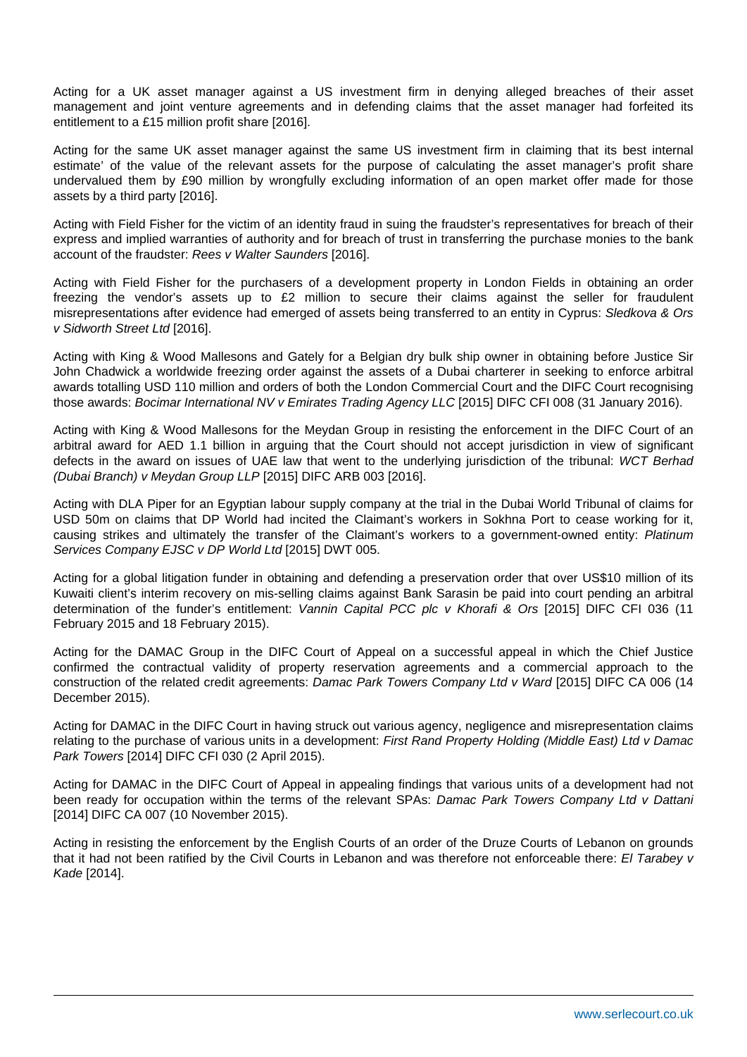Acting for a UK asset manager against a US investment firm in denying alleged breaches of their asset management and joint venture agreements and in defending claims that the asset manager had forfeited its entitlement to a £15 million profit share [2016].

Acting for the same UK asset manager against the same US investment firm in claiming that its best internal estimate' of the value of the relevant assets for the purpose of calculating the asset manager's profit share undervalued them by £90 million by wrongfully excluding information of an open market offer made for those assets by a third party [2016].

Acting with Field Fisher for the victim of an identity fraud in suing the fraudster's representatives for breach of their express and implied warranties of authority and for breach of trust in transferring the purchase monies to the bank account of the fraudster: *Rees v Walter Saunders* [2016].

Acting with Field Fisher for the purchasers of a development property in London Fields in obtaining an order freezing the vendor's assets up to £2 million to secure their claims against the seller for fraudulent misrepresentations after evidence had emerged of assets being transferred to an entity in Cyprus: *Sledkova & Ors v Sidworth Street Ltd* [2016].

Acting with King & Wood Mallesons and Gately for a Belgian dry bulk ship owner in obtaining before Justice Sir John Chadwick a worldwide freezing order against the assets of a Dubai charterer in seeking to enforce arbitral awards totalling USD 110 million and orders of both the London Commercial Court and the DIFC Court recognising those awards: *Bocimar International NV v Emirates Trading Agency LLC* [2015] DIFC CFI 008 (31 January 2016).

Acting with King & Wood Mallesons for the Meydan Group in resisting the enforcement in the DIFC Court of an arbitral award for AED 1.1 billion in arguing that the Court should not accept jurisdiction in view of significant defects in the award on issues of UAE law that went to the underlying jurisdiction of the tribunal: *WCT Berhad (Dubai Branch) v Meydan Group LLP* [2015] DIFC ARB 003 [2016].

Acting with DLA Piper for an Egyptian labour supply company at the trial in the Dubai World Tribunal of claims for USD 50m on claims that DP World had incited the Claimant's workers in Sokhna Port to cease working for it, causing strikes and ultimately the transfer of the Claimant's workers to a government-owned entity: *Platinum Services Company EJSC v DP World Ltd* [2015] DWT 005.

Acting for a global litigation funder in obtaining and defending a preservation order that over US$10 million of its Kuwaiti client's interim recovery on mis-selling claims against Bank Sarasin be paid into court pending an arbitral determination of the funder's entitlement: *Vannin Capital PCC plc v Khorafi & Ors* [2015] DIFC CFI 036 (11 February 2015 and 18 February 2015).

Acting for the DAMAC Group in the DIFC Court of Appeal on a successful appeal in which the Chief Justice confirmed the contractual validity of property reservation agreements and a commercial approach to the construction of the related credit agreements: *Damac Park Towers Company Ltd v Ward* [2015] DIFC CA 006 (14 December 2015).

Acting for DAMAC in the DIFC Court in having struck out various agency, negligence and misrepresentation claims relating to the purchase of various units in a development: *First Rand Property Holding (Middle East) Ltd v Damac Park Towers* [2014] DIFC CFI 030 (2 April 2015).

Acting for DAMAC in the DIFC Court of Appeal in appealing findings that various units of a development had not been ready for occupation within the terms of the relevant SPAs: *Damac Park Towers Company Ltd v Dattani* [2014] DIFC CA 007 (10 November 2015).

Acting in resisting the enforcement by the English Courts of an order of the Druze Courts of Lebanon on grounds that it had not been ratified by the Civil Courts in Lebanon and was therefore not enforceable there: *El Tarabey v Kade* [2014].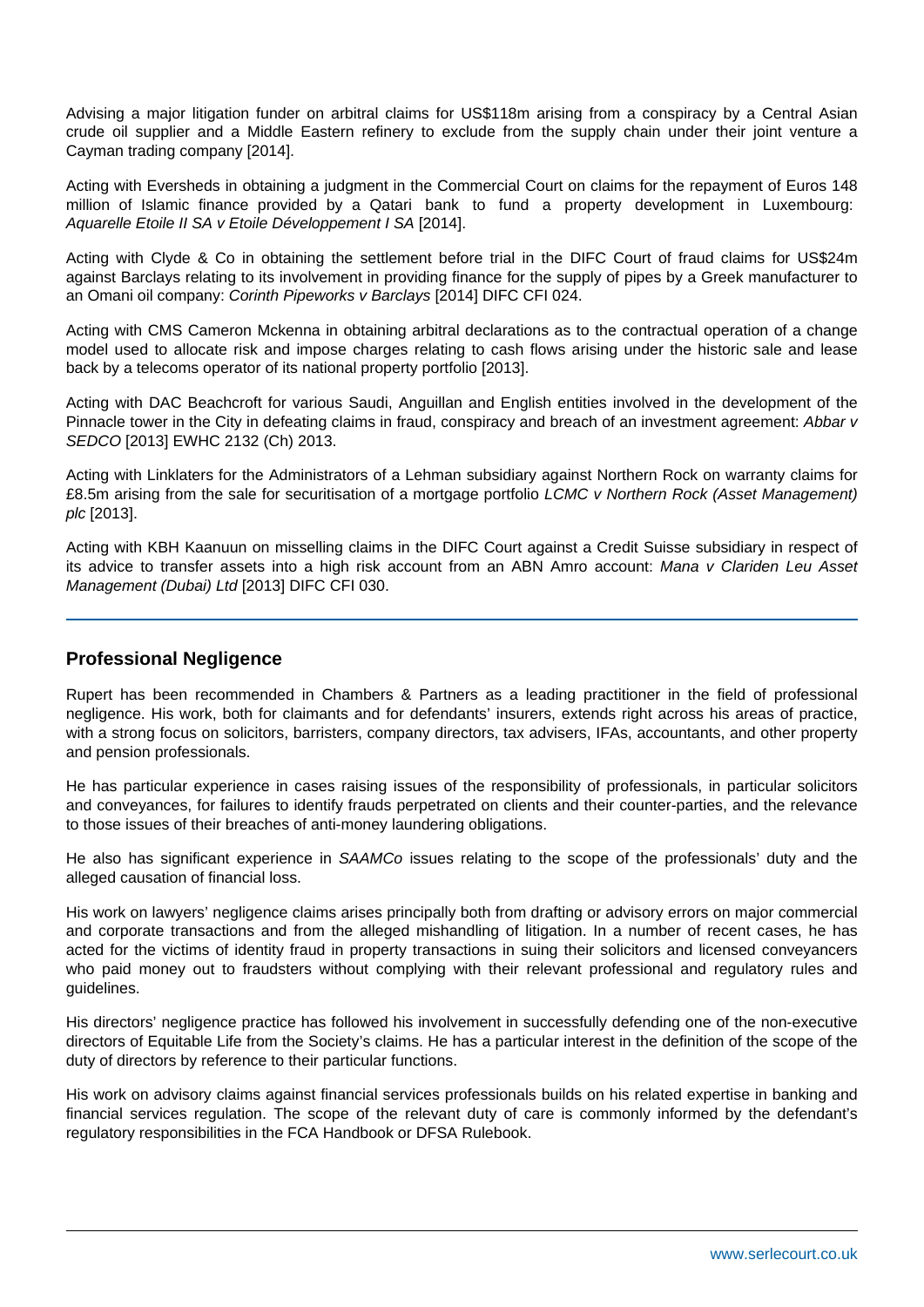Advising a major litigation funder on arbitral claims for US$118m arising from a conspiracy by a Central Asian crude oil supplier and a Middle Eastern refinery to exclude from the supply chain under their joint venture a Cayman trading company [2014].

Acting with Eversheds in obtaining a judgment in the Commercial Court on claims for the repayment of Euros 148 million of Islamic finance provided by a Qatari bank to fund a property development in Luxembourg: *Aquarelle Etoile II SA v Etoile Développement I SA* [2014].

Acting with Clyde & Co in obtaining the settlement before trial in the DIFC Court of fraud claims for US$24m against Barclays relating to its involvement in providing finance for the supply of pipes by a Greek manufacturer to an Omani oil company: *Corinth Pipeworks v Barclays* [2014] DIFC CFI 024.

Acting with CMS Cameron Mckenna in obtaining arbitral declarations as to the contractual operation of a change model used to allocate risk and impose charges relating to cash flows arising under the historic sale and lease back by a telecoms operator of its national property portfolio [2013].

Acting with DAC Beachcroft for various Saudi, Anguillan and English entities involved in the development of the Pinnacle tower in the City in defeating claims in fraud, conspiracy and breach of an investment agreement: *Abbar v SEDCO* [2013] EWHC 2132 (Ch) 2013.

Acting with Linklaters for the Administrators of a Lehman subsidiary against Northern Rock on warranty claims for £8.5m arising from the sale for securitisation of a mortgage portfolio *LCMC v Northern Rock (Asset Management) plc* [2013].

Acting with KBH Kaanuun on misselling claims in the DIFC Court against a Credit Suisse subsidiary in respect of its advice to transfer assets into a high risk account from an ABN Amro account: *Mana v Clariden Leu Asset Management (Dubai) Ltd* [2013] DIFC CFI 030.

## Professional Negligence

Rupert has been recommended in Chambers & Partners as a leading practitioner in the field of professional negligence. His work, both for claimants and for defendants' insurers, extends right across his areas of practice, with a strong focus on solicitors, barristers, company directors, tax advisers, IFAs, accountants, and other property and pension professionals.

He has particular experience in cases raising issues of the responsibility of professionals, in particular solicitors and conveyances, for failures to identify frauds perpetrated on clients and their counter-parties, and the relevance to those issues of their breaches of anti-money laundering obligations.

He also has significant experience in *SAAMCo* issues relating to the scope of the professionals' duty and the alleged causation of financial loss.

His work on lawyers' negligence claims arises principally both from drafting or advisory errors on major commercial and corporate transactions and from the alleged mishandling of litigation. In a number of recent cases, he has acted for the victims of identity fraud in property transactions in suing their solicitors and licensed conveyancers who paid money out to fraudsters without complying with their relevant professional and regulatory rules and guidelines.

His directors' negligence practice has followed his involvement in successfully defending one of the non-executive directors of Equitable Life from the Society's claims. He has a particular interest in the definition of the scope of the duty of directors by reference to their particular functions.

His work on advisory claims against financial services professionals builds on his related expertise in banking and financial services regulation. The scope of the relevant duty of care is commonly informed by the defendant's regulatory responsibilities in the FCA Handbook or DFSA Rulebook.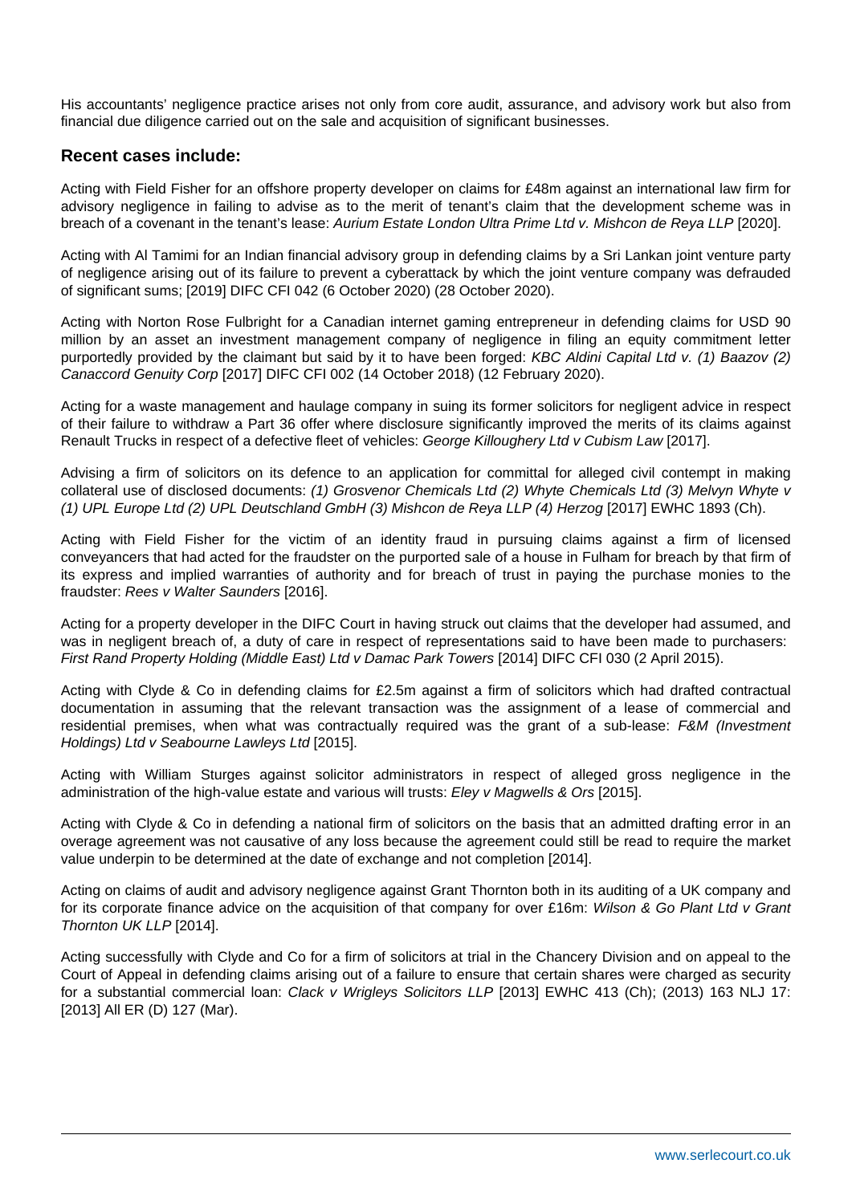His accountants' negligence practice arises not only from core audit, assurance, and advisory work but also from financial due diligence carried out on the sale and acquisition of significant businesses.

## Recent cases include:

Acting with Field Fisher for an offshore property developer on claims for £48m against an international law firm for advisory negligence in failing to advise as to the merit of tenant's claim that the development scheme was in breach of a covenant in the tenant's lease: *Aurium Estate London Ultra Prime Ltd v. Mishcon de Reya LLP* [2020].

Acting with Al Tamimi for an Indian financial advisory group in defending claims by a Sri Lankan joint venture party of negligence arising out of its failure to prevent a cyberattack by which the joint venture company was defrauded of significant sums; [2019] DIFC CFI 042 (6 October 2020) (28 October 2020).

Acting with Norton Rose Fulbright for a Canadian internet gaming entrepreneur in defending claims for USD 90 million by an asset an investment management company of negligence in filing an equity commitment letter purportedly provided by the claimant but said by it to have been forged: *KBC Aldini Capital Ltd v. (1) Baazov (2) Canaccord Genuity Corp* [2017] DIFC CFI 002 (14 October 2018) (12 February 2020).

Acting for a waste management and haulage company in suing its former solicitors for negligent advice in respect of their failure to withdraw a Part 36 offer where disclosure significantly improved the merits of its claims against Renault Trucks in respect of a defective fleet of vehicles: *George Killoughery Ltd v Cubism Law* [2017].

Advising a firm of solicitors on its defence to an application for committal for alleged civil contempt in making collateral use of disclosed documents: *(1) Grosvenor Chemicals Ltd (2) Whyte Chemicals Ltd (3) Melvyn Whyte v (1) UPL Europe Ltd (2) UPL Deutschland GmbH (3) Mishcon de Reya LLP (4) Herzog* [2017] EWHC 1893 (Ch).

Acting with Field Fisher for the victim of an identity fraud in pursuing claims against a firm of licensed conveyancers that had acted for the fraudster on the purported sale of a house in Fulham for breach by that firm of its express and implied warranties of authority and for breach of trust in paying the purchase monies to the fraudster: *Rees v Walter Saunders* [2016].

Acting for a property developer in the DIFC Court in having struck out claims that the developer had assumed, and was in negligent breach of, a duty of care in respect of representations said to have been made to purchasers: *First Rand Property Holding (Middle East) Ltd v Damac Park Towers* [2014] DIFC CFI 030 (2 April 2015).

Acting with Clyde & Co in defending claims for £2.5m against a firm of solicitors which had drafted contractual documentation in assuming that the relevant transaction was the assignment of a lease of commercial and residential premises, when what was contractually required was the grant of a sub-lease: *F&M (Investment Holdings) Ltd v Seabourne Lawleys Ltd* [2015].

Acting with William Sturges against solicitor administrators in respect of alleged gross negligence in the administration of the high-value estate and various will trusts: *Eley v Magwells & Ors* [2015].

Acting with Clyde & Co in defending a national firm of solicitors on the basis that an admitted drafting error in an overage agreement was not causative of any loss because the agreement could still be read to require the market value underpin to be determined at the date of exchange and not completion [2014].

Acting on claims of audit and advisory negligence against Grant Thornton both in its auditing of a UK company and for its corporate finance advice on the acquisition of that company for over £16m: *Wilson & Go Plant Ltd v Grant Thornton UK LLP* [2014].

Acting successfully with Clyde and Co for a firm of solicitors at trial in the Chancery Division and on appeal to the Court of Appeal in defending claims arising out of a failure to ensure that certain shares were charged as security for a substantial commercial loan: *Clack v Wrigleys Solicitors LLP* [2013] EWHC 413 (Ch); (2013) 163 NLJ 17: [2013] All ER (D) 127 (Mar).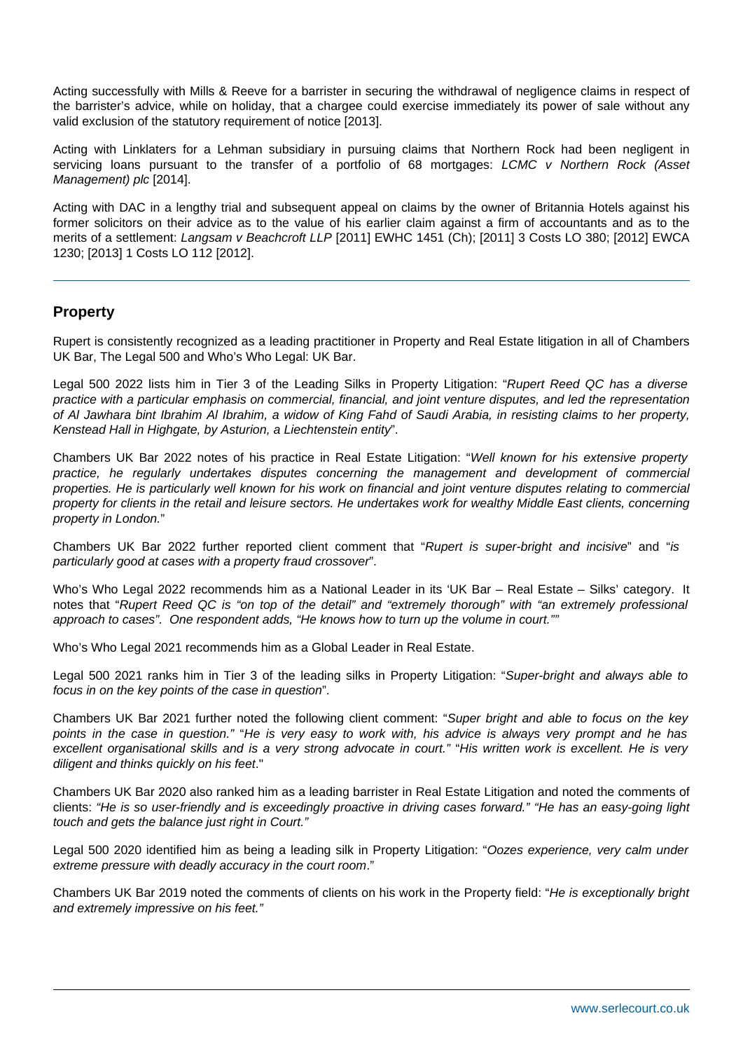Acting successfully with Mills & Reeve for a barrister in securing the withdrawal of negligence claims in respect of the barrister's advice, while on holiday, that a chargee could exercise immediately its power of sale without any valid exclusion of the statutory requirement of notice [2013].

Acting with Linklaters for a Lehman subsidiary in pursuing claims that Northern Rock had been negligent in servicing loans pursuant to the transfer of a portfolio of 68 mortgages: *LCMC v Northern Rock (Asset Management) plc* [2014].

Acting with DAC in a lengthy trial and subsequent appeal on claims by the owner of Britannia Hotels against his former solicitors on their advice as to the value of his earlier claim against a firm of accountants and as to the merits of a settlement: *Langsam v Beachcroft LLP* [2011] EWHC 1451 (Ch); [2011] 3 Costs LO 380; [2012] EWCA 1230; [2013] 1 Costs LO 112 [2012].

---

## Property

Rupert is consistently recognized as a leading practitioner in Property and Real Estate litigation in all of Chambers UK Bar, The Legal 500 and Who's Who Legal: UK Bar.

Legal 500 2022 lists him in Tier 3 of the Leading Silks in Property Litigation: "*Rupert Reed QC has a diverse practice with a particular emphasis on commercial, financial, and joint venture disputes, and led the representation of Al Jawhara bint Ibrahim Al Ibrahim, a widow of King Fahd of Saudi Arabia, in resisting claims to her property, Kenstead Hall in Highgate, by Asturion, a Liechtenstein entity*".

Chambers UK Bar 2022 notes of his practice in Real Estate Litigation: "*Well known for his extensive property practice, he regularly undertakes disputes concerning the management and development of commercial properties. He is particularly well known for his work on financial and joint venture disputes relating to commercial property for clients in the retail and leisure sectors. He undertakes work for wealthy Middle East clients, concerning property in London.*"

Chambers UK Bar 2022 further reported client comment that "*Rupert is super-bright and incisive*" and "*is particularly good at cases with a property fraud crossover*".

Who's Who Legal 2022 recommends him as a National Leader in its 'UK Bar – Real Estate – Silks' category. It notes that "*Rupert Reed QC is "on top of the detail" and "extremely thorough" with "an extremely professional approach to cases". One respondent adds, "He knows how to turn up the volume in court.""*

Who's Who Legal 2021 recommends him as a Global Leader in Real Estate.

Legal 500 2021 ranks him in Tier 3 of the leading silks in Property Litigation: "*Super-bright and always able to focus in on the key points of the case in question*".

Chambers UK Bar 2021 further noted the following client comment: "*Super bright and able to focus on the key points in the case in question.*" "*He is very easy to work with, his advice is always very prompt and he has excellent organisational skills and is a very strong advocate in court.*" "*His written work is excellent. He is very diligent and thinks quickly on his feet*."

Chambers UK Bar 2020 also ranked him as a leading barrister in Real Estate Litigation and noted the comments of clients: *"He is so user-friendly and is exceedingly proactive in driving cases forward." "He has an easy-going light touch and gets the balance just right in Court."*

Legal 500 2020 identified him as being a leading silk in Property Litigation: "*Oozes experience, very calm under extreme pressure with deadly accuracy in the court room*."

Chambers UK Bar 2019 noted the comments of clients on his work in the Property field: "*He is exceptionally bright and extremely impressive on his feet."*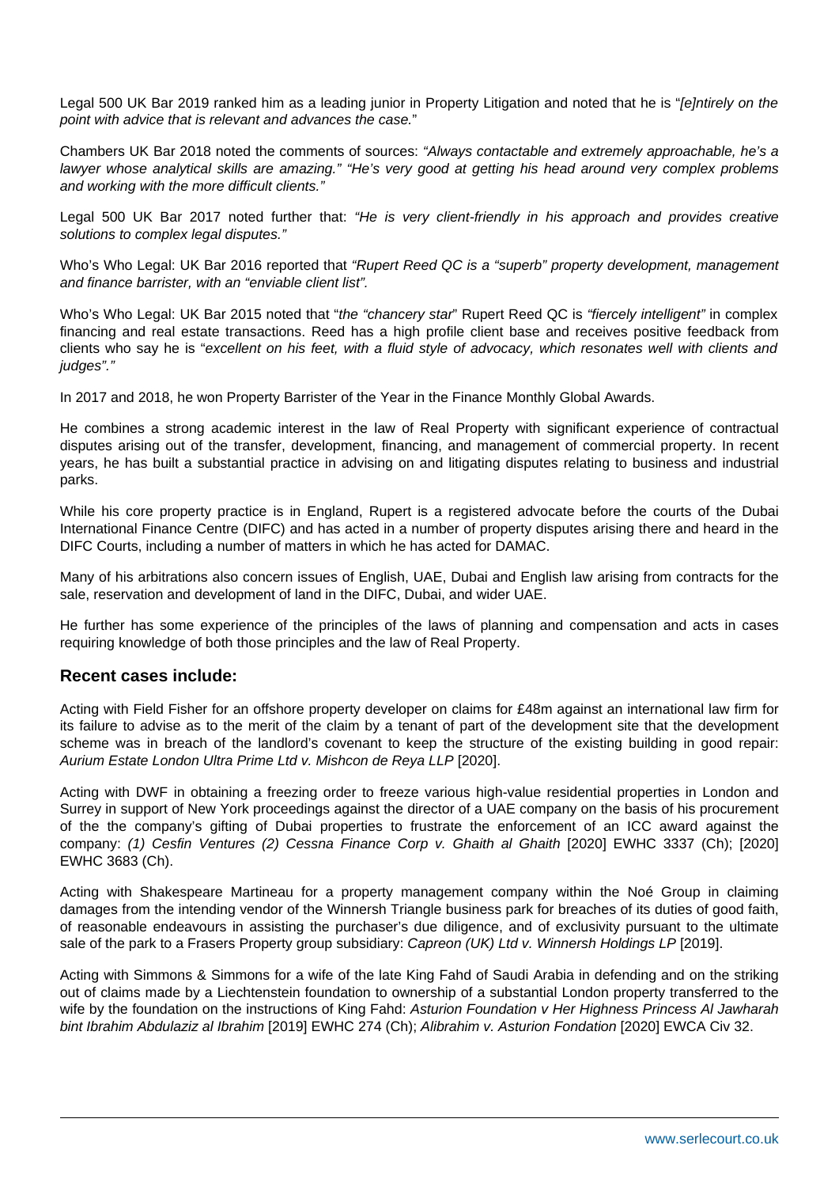Legal 500 UK Bar 2019 ranked him as a leading junior in Property Litigation and noted that he is "*[e]ntirely on the point with advice that is relevant and advances the case.*"

Chambers UK Bar 2018 noted the comments of sources: *"Always contactable and extremely approachable, he's a lawyer whose analytical skills are amazing." "He's very good at getting his head around very complex problems and working with the more difficult clients."*

Legal 500 UK Bar 2017 noted further that: *"He is very client-friendly in his approach and provides creative solutions to complex legal disputes."*

Who's Who Legal: UK Bar 2016 reported that *"Rupert Reed QC is a "superb" property development, management and finance barrister, with an "enviable client list".*

Who's Who Legal: UK Bar 2015 noted that "*the "chancery star*" Rupert Reed QC is *"fiercely intelligent"* in complex financing and real estate transactions. Reed has a high profile client base and receives positive feedback from clients who say he is "*excellent on his feet, with a fluid style of advocacy, which resonates well with clients and judges".*"

In 2017 and 2018, he won Property Barrister of the Year in the Finance Monthly Global Awards.

He combines a strong academic interest in the law of Real Property with significant experience of contractual disputes arising out of the transfer, development, financing, and management of commercial property. In recent years, he has built a substantial practice in advising on and litigating disputes relating to business and industrial parks.

While his core property practice is in England, Rupert is a registered advocate before the courts of the Dubai International Finance Centre (DIFC) and has acted in a number of property disputes arising there and heard in the DIFC Courts, including a number of matters in which he has acted for DAMAC.

Many of his arbitrations also concern issues of English, UAE, Dubai and English law arising from contracts for the sale, reservation and development of land in the DIFC, Dubai, and wider UAE.

He further has some experience of the principles of the laws of planning and compensation and acts in cases requiring knowledge of both those principles and the law of Real Property.

## Recent cases include:

Acting with Field Fisher for an offshore property developer on claims for £48m against an international law firm for its failure to advise as to the merit of the claim by a tenant of part of the development site that the development scheme was in breach of the landlord's covenant to keep the structure of the existing building in good repair: *Aurium Estate London Ultra Prime Ltd v. Mishcon de Reya LLP* [2020].

Acting with DWF in obtaining a freezing order to freeze various high-value residential properties in London and Surrey in support of New York proceedings against the director of a UAE company on the basis of his procurement of the company's gifting of Dubai properties to frustrate the enforcement of an ICC award against the company: *(1) Cesfin Ventures (2) Cessna Finance Corp v. Ghaith al Ghaith* [2020] EWHC 3337 (Ch); [2020] EWHC 3683 (Ch).

Acting with Shakespeare Martineau for a property management company within the Noé Group in claiming damages from the intending vendor of the Winnersh Triangle business park for breaches of its duties of good faith, of reasonable endeavours in assisting the purchaser's due diligence, and of exclusivity pursuant to the ultimate sale of the park to a Frasers Property group subsidiary: *Capreon (UK) Ltd v. Winnersh Holdings LP* [2019].

Acting with Simmons & Simmons for a wife of the late King Fahd of Saudi Arabia in defending and on the striking out of claims made by a Liechtenstein foundation to ownership of a substantial London property transferred to the wife by the foundation on the instructions of King Fahd: *Asturion Foundation v Her Highness Princess Al Jawharah bint Ibrahim Abdulaziz al Ibrahim* [2019] EWHC 274 (Ch); *Alibrahim v. Asturion Fondation* [2020] EWCA Civ 32.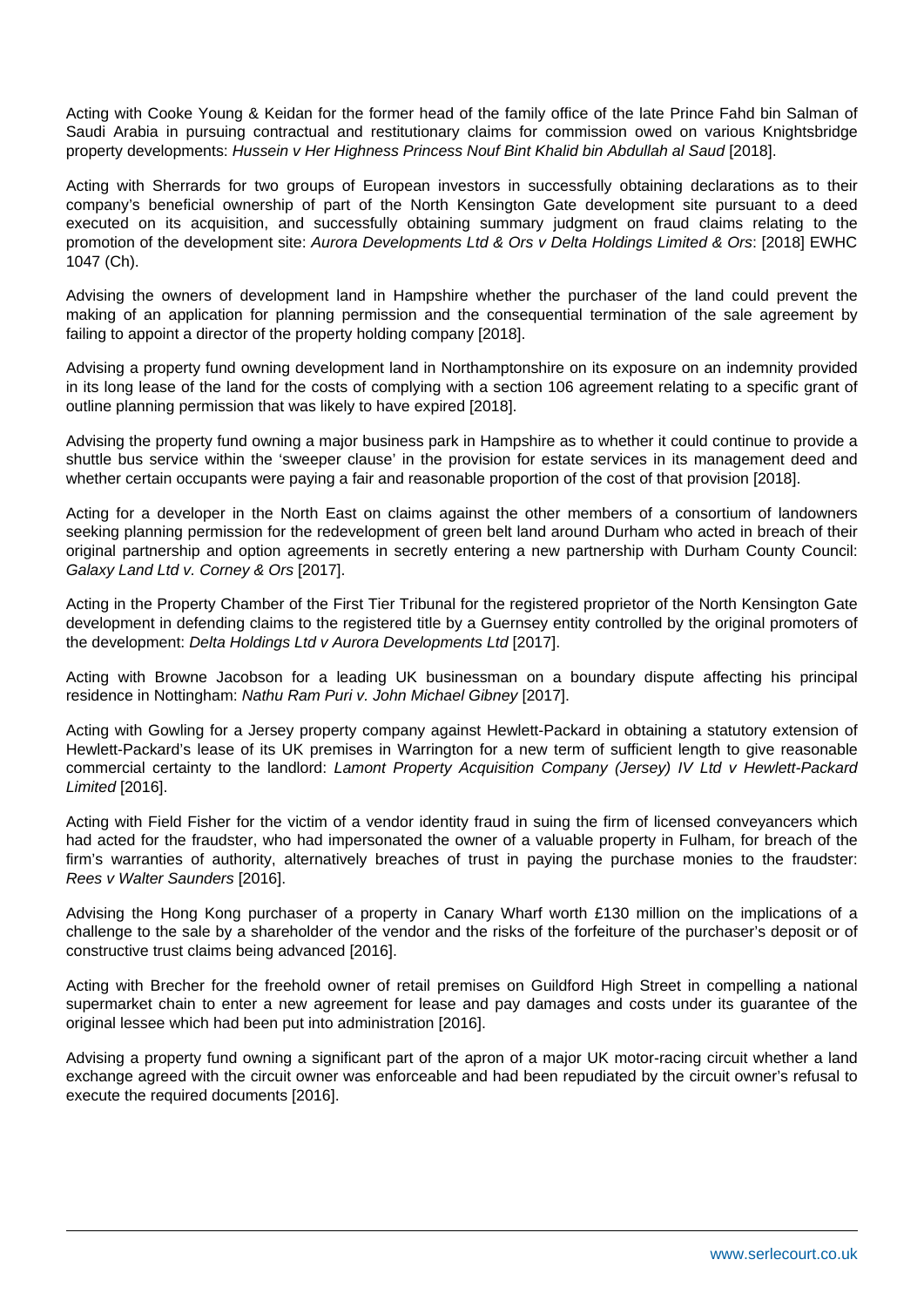Acting with Cooke Young & Keidan for the former head of the family office of the late Prince Fahd bin Salman of Saudi Arabia in pursuing contractual and restitutionary claims for commission owed on various Knightsbridge property developments: *Hussein v Her Highness Princess Nouf Bint Khalid bin Abdullah al Saud* [2018].

Acting with Sherrards for two groups of European investors in successfully obtaining declarations as to their company's beneficial ownership of part of the North Kensington Gate development site pursuant to a deed executed on its acquisition, and successfully obtaining summary judgment on fraud claims relating to the promotion of the development site: *Aurora Developments Ltd & Ors v Delta Holdings Limited & Ors*: [2018] EWHC 1047 (Ch).

Advising the owners of development land in Hampshire whether the purchaser of the land could prevent the making of an application for planning permission and the consequential termination of the sale agreement by failing to appoint a director of the property holding company [2018].

Advising a property fund owning development land in Northamptonshire on its exposure on an indemnity provided in its long lease of the land for the costs of complying with a section 106 agreement relating to a specific grant of outline planning permission that was likely to have expired [2018].

Advising the property fund owning a major business park in Hampshire as to whether it could continue to provide a shuttle bus service within the 'sweeper clause' in the provision for estate services in its management deed and whether certain occupants were paying a fair and reasonable proportion of the cost of that provision [2018].

Acting for a developer in the North East on claims against the other members of a consortium of landowners seeking planning permission for the redevelopment of green belt land around Durham who acted in breach of their original partnership and option agreements in secretly entering a new partnership with Durham County Council: *Galaxy Land Ltd v. Corney & Ors* [2017].

Acting in the Property Chamber of the First Tier Tribunal for the registered proprietor of the North Kensington Gate development in defending claims to the registered title by a Guernsey entity controlled by the original promoters of the development: *Delta Holdings Ltd v Aurora Developments Ltd* [2017].

Acting with Browne Jacobson for a leading UK businessman on a boundary dispute affecting his principal residence in Nottingham: *Nathu Ram Puri v. John Michael Gibney* [2017].

Acting with Gowling for a Jersey property company against Hewlett-Packard in obtaining a statutory extension of Hewlett-Packard's lease of its UK premises in Warrington for a new term of sufficient length to give reasonable commercial certainty to the landlord: *Lamont Property Acquisition Company (Jersey) IV Ltd v Hewlett-Packard Limited* [2016].

Acting with Field Fisher for the victim of a vendor identity fraud in suing the firm of licensed conveyancers which had acted for the fraudster, who had impersonated the owner of a valuable property in Fulham, for breach of the firm's warranties of authority, alternatively breaches of trust in paying the purchase monies to the fraudster: *Rees v Walter Saunders* [2016].

Advising the Hong Kong purchaser of a property in Canary Wharf worth £130 million on the implications of a challenge to the sale by a shareholder of the vendor and the risks of the forfeiture of the purchaser's deposit or of constructive trust claims being advanced [2016].

Acting with Brecher for the freehold owner of retail premises on Guildford High Street in compelling a national supermarket chain to enter a new agreement for lease and pay damages and costs under its guarantee of the original lessee which had been put into administration [2016].

Advising a property fund owning a significant part of the apron of a major UK motor-racing circuit whether a land exchange agreed with the circuit owner was enforceable and had been repudiated by the circuit owner's refusal to execute the required documents [2016].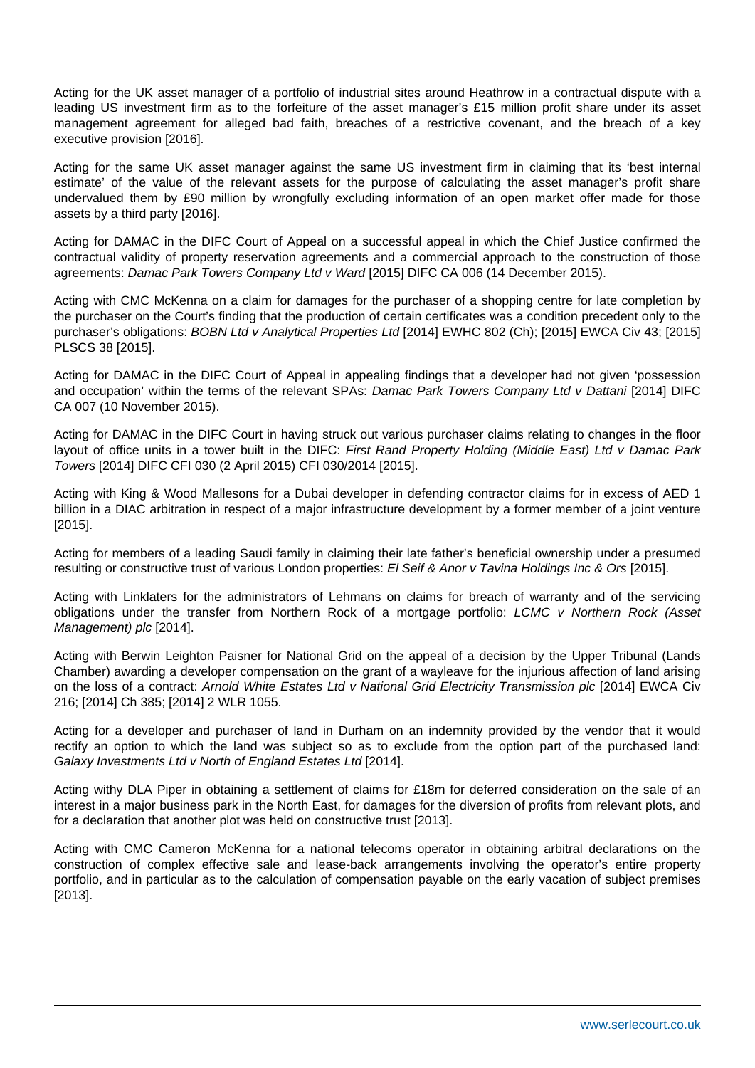Acting for the UK asset manager of a portfolio of industrial sites around Heathrow in a contractual dispute with a leading US investment firm as to the forfeiture of the asset manager's £15 million profit share under its asset management agreement for alleged bad faith, breaches of a restrictive covenant, and the breach of a key executive provision [2016].

Acting for the same UK asset manager against the same US investment firm in claiming that its 'best internal estimate' of the value of the relevant assets for the purpose of calculating the asset manager's profit share undervalued them by £90 million by wrongfully excluding information of an open market offer made for those assets by a third party [2016].

Acting for DAMAC in the DIFC Court of Appeal on a successful appeal in which the Chief Justice confirmed the contractual validity of property reservation agreements and a commercial approach to the construction of those agreements: *Damac Park Towers Company Ltd v Ward* [2015] DIFC CA 006 (14 December 2015).

Acting with CMC McKenna on a claim for damages for the purchaser of a shopping centre for late completion by the purchaser on the Court's finding that the production of certain certificates was a condition precedent only to the purchaser's obligations: *BOBN Ltd v Analytical Properties Ltd* [2014] EWHC 802 (Ch); [2015] EWCA Civ 43; [2015] PLSCS 38 [2015].

Acting for DAMAC in the DIFC Court of Appeal in appealing findings that a developer had not given 'possession and occupation' within the terms of the relevant SPAs: *Damac Park Towers Company Ltd v Dattani* [2014] DIFC CA 007 (10 November 2015).

Acting for DAMAC in the DIFC Court in having struck out various purchaser claims relating to changes in the floor layout of office units in a tower built in the DIFC: *First Rand Property Holding (Middle East) Ltd v Damac Park Towers* [2014] DIFC CFI 030 (2 April 2015) CFI 030/2014 [2015].

Acting with King & Wood Mallesons for a Dubai developer in defending contractor claims for in excess of AED 1 billion in a DIAC arbitration in respect of a major infrastructure development by a former member of a joint venture [2015].

Acting for members of a leading Saudi family in claiming their late father's beneficial ownership under a presumed resulting or constructive trust of various London properties: *El Seif & Anor v Tavina Holdings Inc & Ors* [2015].

Acting with Linklaters for the administrators of Lehmans on claims for breach of warranty and of the servicing obligations under the transfer from Northern Rock of a mortgage portfolio: *LCMC v Northern Rock (Asset Management) plc* [2014].

Acting with Berwin Leighton Paisner for National Grid on the appeal of a decision by the Upper Tribunal (Lands Chamber) awarding a developer compensation on the grant of a wayleave for the injurious affection of land arising on the loss of a contract: *Arnold White Estates Ltd v National Grid Electricity Transmission plc* [2014] EWCA Civ 216; [2014] Ch 385; [2014] 2 WLR 1055.

Acting for a developer and purchaser of land in Durham on an indemnity provided by the vendor that it would rectify an option to which the land was subject so as to exclude from the option part of the purchased land: *Galaxy Investments Ltd v North of England Estates Ltd* [2014].

Acting withy DLA Piper in obtaining a settlement of claims for £18m for deferred consideration on the sale of an interest in a major business park in the North East, for damages for the diversion of profits from relevant plots, and for a declaration that another plot was held on constructive trust [2013].

Acting with CMC Cameron McKenna for a national telecoms operator in obtaining arbitral declarations on the construction of complex effective sale and lease-back arrangements involving the operator's entire property portfolio, and in particular as to the calculation of compensation payable on the early vacation of subject premises [2013].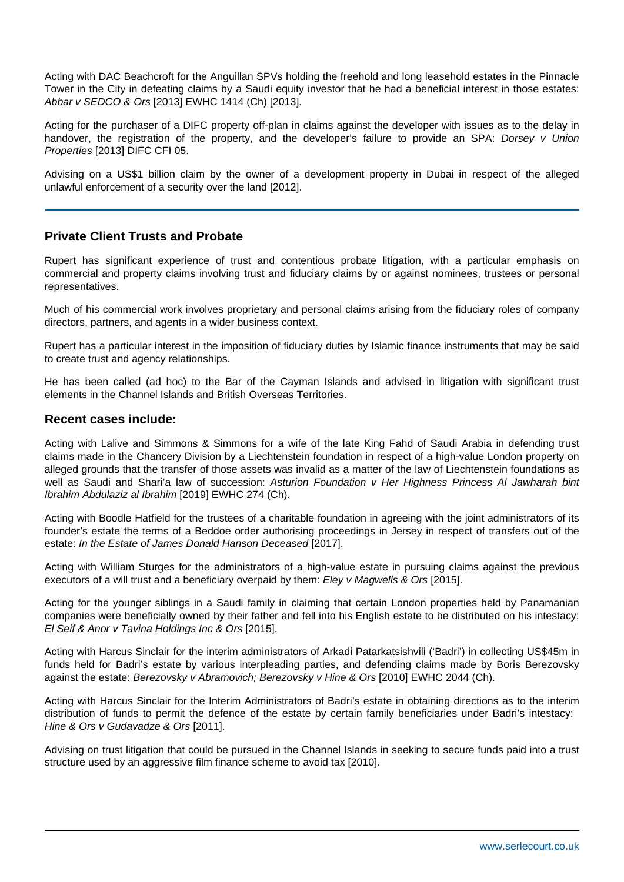Acting with DAC Beachcroft for the Anguillan SPVs holding the freehold and long leasehold estates in the Pinnacle Tower in the City in defeating claims by a Saudi equity investor that he had a beneficial interest in those estates: *Abbar v SEDCO & Ors* [2013] EWHC 1414 (Ch) [2013].

Acting for the purchaser of a DIFC property off-plan in claims against the developer with issues as to the delay in handover, the registration of the property, and the developer's failure to provide an SPA: *Dorsey v Union Properties* [2013] DIFC CFI 05.

Advising on a US$1 billion claim by the owner of a development property in Dubai in respect of the alleged unlawful enforcement of a security over the land [2012].

---

## Private Client Trusts and Probate

Rupert has significant experience of trust and contentious probate litigation, with a particular emphasis on commercial and property claims involving trust and fiduciary claims by or against nominees, trustees or personal representatives.

Much of his commercial work involves proprietary and personal claims arising from the fiduciary roles of company directors, partners, and agents in a wider business context.

Rupert has a particular interest in the imposition of fiduciary duties by Islamic finance instruments that may be said to create trust and agency relationships.

He has been called (ad hoc) to the Bar of the Cayman Islands and advised in litigation with significant trust elements in the Channel Islands and British Overseas Territories.

## Recent cases include:

Acting with Lalive and Simmons & Simmons for a wife of the late King Fahd of Saudi Arabia in defending trust claims made in the Chancery Division by a Liechtenstein foundation in respect of a high-value London property on alleged grounds that the transfer of those assets was invalid as a matter of the law of Liechtenstein foundations as well as Saudi and Shari'a law of succession: *Asturion Foundation v Her Highness Princess Al Jawharah bint Ibrahim Abdulaziz al Ibrahim* [2019] EWHC 274 (Ch).

Acting with Boodle Hatfield for the trustees of a charitable foundation in agreeing with the joint administrators of its founder's estate the terms of a Beddoe order authorising proceedings in Jersey in respect of transfers out of the estate: *In the Estate of James Donald Hanson Deceased* [2017].

Acting with William Sturges for the administrators of a high-value estate in pursuing claims against the previous executors of a will trust and a beneficiary overpaid by them: *Eley v Magwells & Ors* [2015].

Acting for the younger siblings in a Saudi family in claiming that certain London properties held by Panamanian companies were beneficially owned by their father and fell into his English estate to be distributed on his intestacy: *El Seif & Anor v Tavina Holdings Inc & Ors* [2015].

Acting with Harcus Sinclair for the interim administrators of Arkadi Patarkatsishvili ('Badri') in collecting US$45m in funds held for Badri's estate by various interpleading parties, and defending claims made by Boris Berezovsky against the estate: *Berezovsky v Abramovich; Berezovsky v Hine & Ors* [2010] EWHC 2044 (Ch).

Acting with Harcus Sinclair for the Interim Administrators of Badri's estate in obtaining directions as to the interim distribution of funds to permit the defence of the estate by certain family beneficiaries under Badri's intestacy: *Hine & Ors v Gudavadze & Ors* [2011].

Advising on trust litigation that could be pursued in the Channel Islands in seeking to secure funds paid into a trust structure used by an aggressive film finance scheme to avoid tax [2010].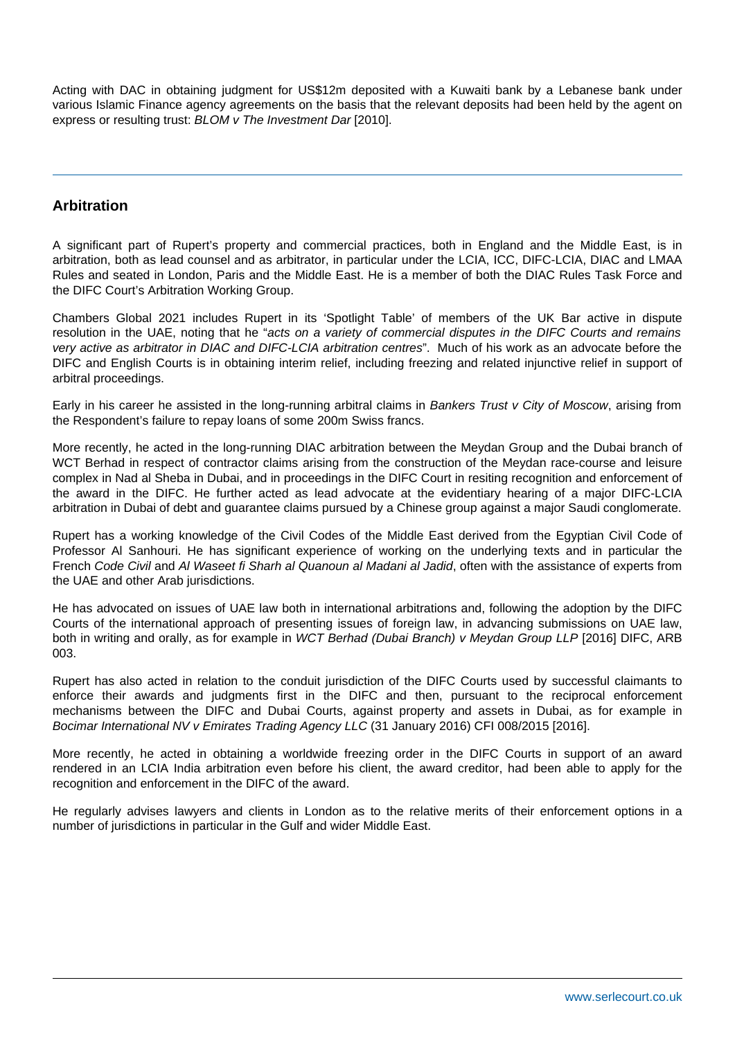Acting with DAC in obtaining judgment for US$12m deposited with a Kuwaiti bank by a Lebanese bank under various Islamic Finance agency agreements on the basis that the relevant deposits had been held by the agent on express or resulting trust: *BLOM v The Investment Dar* [2010].

---

## Arbitration

A significant part of Rupert's property and commercial practices, both in England and the Middle East, is in arbitration, both as lead counsel and as arbitrator, in particular under the LCIA, ICC, DIFC-LCIA, DIAC and LMAA Rules and seated in London, Paris and the Middle East. He is a member of both the DIAC Rules Task Force and the DIFC Court's Arbitration Working Group.

Chambers Global 2021 includes Rupert in its 'Spotlight Table' of members of the UK Bar active in dispute resolution in the UAE, noting that he "*acts on a variety of commercial disputes in the DIFC Courts and remains very active as arbitrator in DIAC and DIFC-LCIA arbitration centres*". Much of his work as an advocate before the DIFC and English Courts is in obtaining interim relief, including freezing and related injunctive relief in support of arbitral proceedings.

Early in his career he assisted in the long-running arbitral claims in *Bankers Trust v City of Moscow*, arising from the Respondent's failure to repay loans of some 200m Swiss francs.

More recently, he acted in the long-running DIAC arbitration between the Meydan Group and the Dubai branch of WCT Berhad in respect of contractor claims arising from the construction of the Meydan race-course and leisure complex in Nad al Sheba in Dubai, and in proceedings in the DIFC Court in resiting recognition and enforcement of the award in the DIFC. He further acted as lead advocate at the evidentiary hearing of a major DIFC-LCIA arbitration in Dubai of debt and guarantee claims pursued by a Chinese group against a major Saudi conglomerate.

Rupert has a working knowledge of the Civil Codes of the Middle East derived from the Egyptian Civil Code of Professor Al Sanhouri. He has significant experience of working on the underlying texts and in particular the French *Code Civil* and *Al Waseet fi Sharh al Quanoun al Madani al Jadid*, often with the assistance of experts from the UAE and other Arab jurisdictions.

He has advocated on issues of UAE law both in international arbitrations and, following the adoption by the DIFC Courts of the international approach of presenting issues of foreign law, in advancing submissions on UAE law, both in writing and orally, as for example in *WCT Berhad (Dubai Branch) v Meydan Group LLP* [2016] DIFC, ARB 003.

Rupert has also acted in relation to the conduit jurisdiction of the DIFC Courts used by successful claimants to enforce their awards and judgments first in the DIFC and then, pursuant to the reciprocal enforcement mechanisms between the DIFC and Dubai Courts, against property and assets in Dubai, as for example in *Bocimar International NV v Emirates Trading Agency LLC* (31 January 2016) CFI 008/2015 [2016].

More recently, he acted in obtaining a worldwide freezing order in the DIFC Courts in support of an award rendered in an LCIA India arbitration even before his client, the award creditor, had been able to apply for the recognition and enforcement in the DIFC of the award.

He regularly advises lawyers and clients in London as to the relative merits of their enforcement options in a number of jurisdictions in particular in the Gulf and wider Middle East.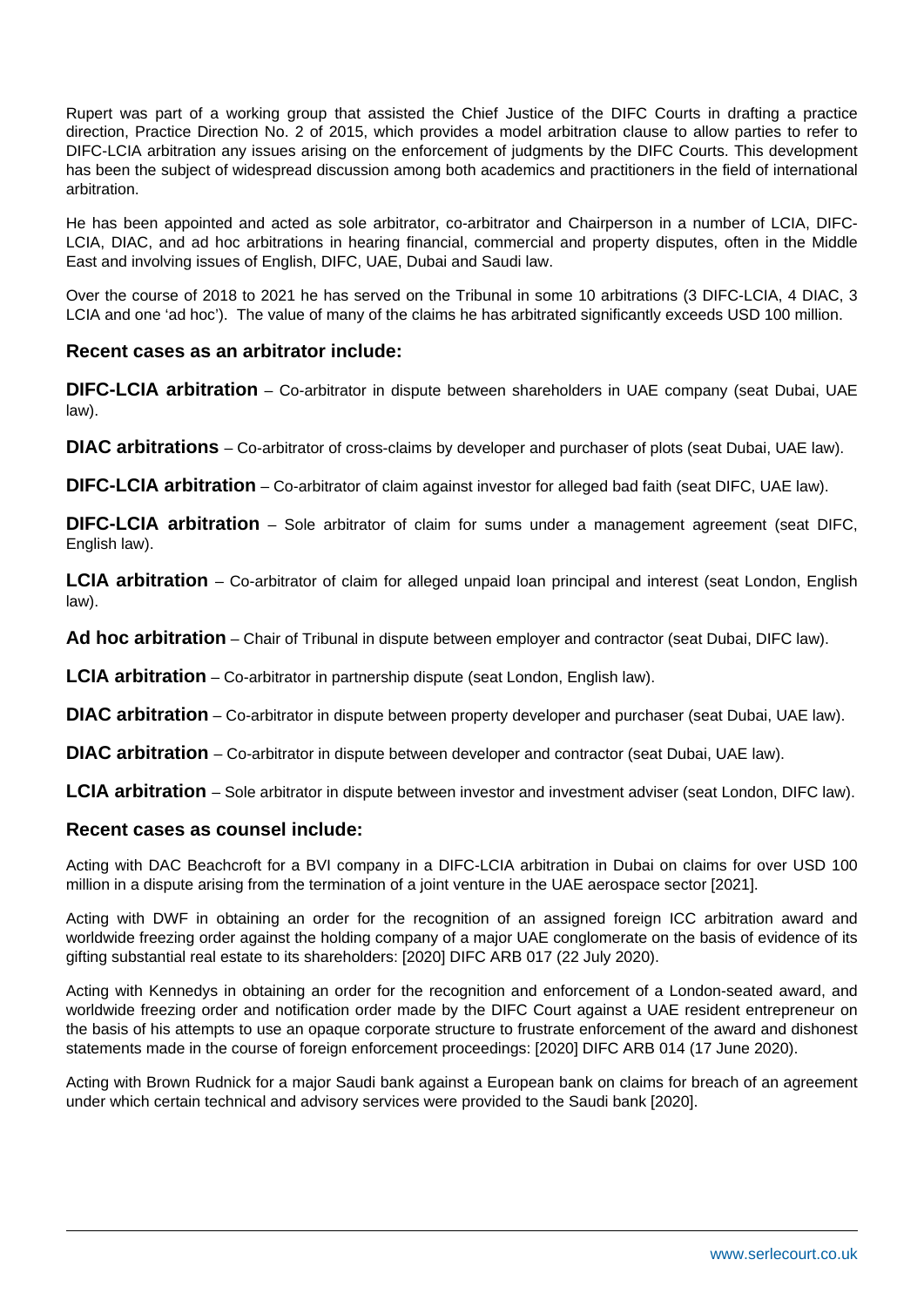Rupert was part of a working group that assisted the Chief Justice of the DIFC Courts in drafting a practice direction, Practice Direction No. 2 of 2015, which provides a model arbitration clause to allow parties to refer to DIFC-LCIA arbitration any issues arising on the enforcement of judgments by the DIFC Courts. This development has been the subject of widespread discussion among both academics and practitioners in the field of international arbitration.

He has been appointed and acted as sole arbitrator, co-arbitrator and Chairperson in a number of LCIA, DIFC-LCIA, DIAC, and ad hoc arbitrations in hearing financial, commercial and property disputes, often in the Middle East and involving issues of English, DIFC, UAE, Dubai and Saudi law.

Over the course of 2018 to 2021 he has served on the Tribunal in some 10 arbitrations (3 DIFC-LCIA, 4 DIAC, 3 LCIA and one 'ad hoc'). The value of many of the claims he has arbitrated significantly exceeds USD 100 million.

### Recent cases as an arbitrator include:

**DIFC-LCIA arbitration** – Co-arbitrator in dispute between shareholders in UAE company (seat Dubai, UAE law).

**DIAC arbitrations** – Co-arbitrator of cross-claims by developer and purchaser of plots (seat Dubai, UAE law).

**DIFC-LCIA arbitration** – Co-arbitrator of claim against investor for alleged bad faith (seat DIFC, UAE law).

**DIFC-LCIA arbitration** – Sole arbitrator of claim for sums under a management agreement (seat DIFC, English law).

**LCIA arbitration** – Co-arbitrator of claim for alleged unpaid loan principal and interest (seat London, English law).

**Ad hoc arbitration** – Chair of Tribunal in dispute between employer and contractor (seat Dubai, DIFC law).

**LCIA arbitration** – Co-arbitrator in partnership dispute (seat London, English law).

**DIAC arbitration** – Co-arbitrator in dispute between property developer and purchaser (seat Dubai, UAE law).

**DIAC arbitration** – Co-arbitrator in dispute between developer and contractor (seat Dubai, UAE law).

**LCIA arbitration** – Sole arbitrator in dispute between investor and investment adviser (seat London, DIFC law).

### Recent cases as counsel include:

Acting with DAC Beachcroft for a BVI company in a DIFC-LCIA arbitration in Dubai on claims for over USD 100 million in a dispute arising from the termination of a joint venture in the UAE aerospace sector [2021].

Acting with DWF in obtaining an order for the recognition of an assigned foreign ICC arbitration award and worldwide freezing order against the holding company of a major UAE conglomerate on the basis of evidence of its gifting substantial real estate to its shareholders: [2020] DIFC ARB 017 (22 July 2020).

Acting with Kennedys in obtaining an order for the recognition and enforcement of a London-seated award, and worldwide freezing order and notification order made by the DIFC Court against a UAE resident entrepreneur on the basis of his attempts to use an opaque corporate structure to frustrate enforcement of the award and dishonest statements made in the course of foreign enforcement proceedings: [2020] DIFC ARB 014 (17 June 2020).

Acting with Brown Rudnick for a major Saudi bank against a European bank on claims for breach of an agreement under which certain technical and advisory services were provided to the Saudi bank [2020].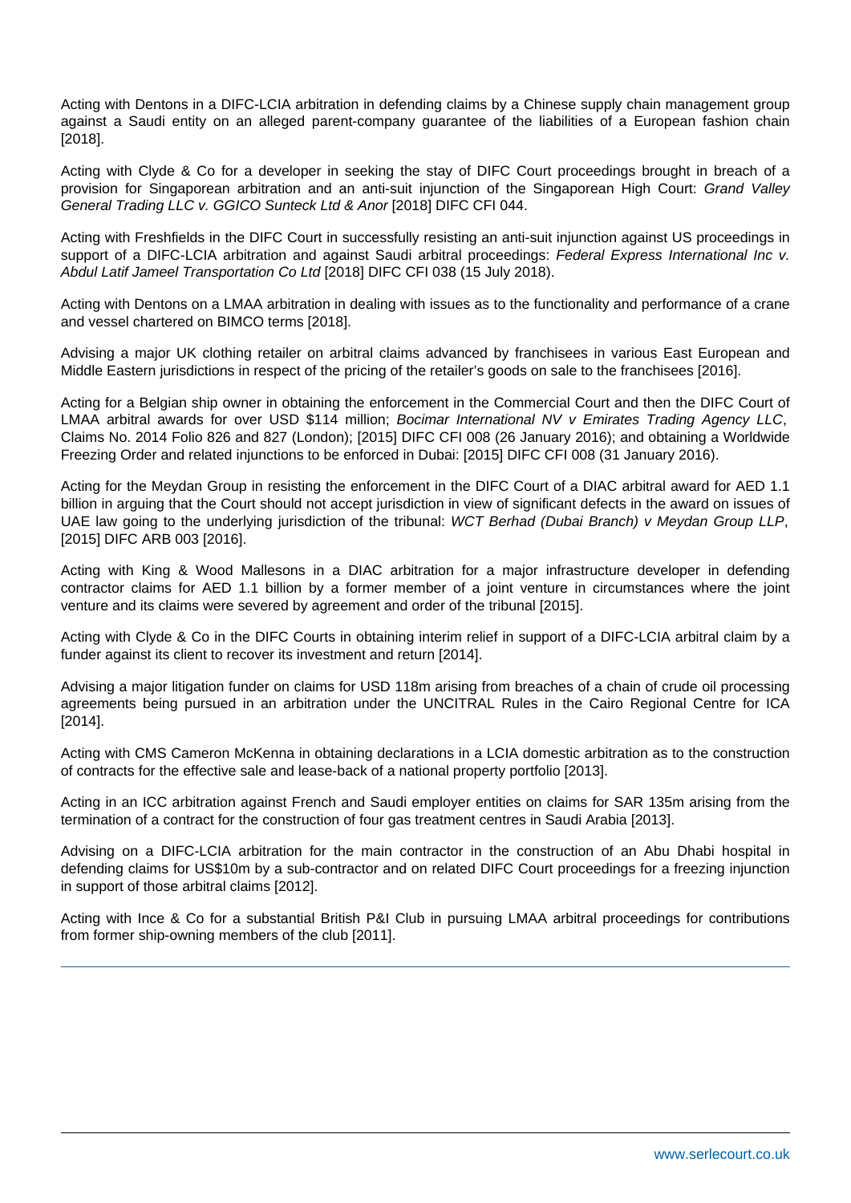Acting with Dentons in a DIFC-LCIA arbitration in defending claims by a Chinese supply chain management group against a Saudi entity on an alleged parent-company guarantee of the liabilities of a European fashion chain [2018].

Acting with Clyde & Co for a developer in seeking the stay of DIFC Court proceedings brought in breach of a provision for Singaporean arbitration and an anti-suit injunction of the Singaporean High Court: *Grand Valley General Trading LLC v. GGICO Sunteck Ltd & Anor* [2018] DIFC CFI 044.

Acting with Freshfields in the DIFC Court in successfully resisting an anti-suit injunction against US proceedings in support of a DIFC-LCIA arbitration and against Saudi arbitral proceedings: *Federal Express International Inc v. Abdul Latif Jameel Transportation Co Ltd* [2018] DIFC CFI 038 (15 July 2018).

Acting with Dentons on a LMAA arbitration in dealing with issues as to the functionality and performance of a crane and vessel chartered on BIMCO terms [2018].

Advising a major UK clothing retailer on arbitral claims advanced by franchisees in various East European and Middle Eastern jurisdictions in respect of the pricing of the retailer's goods on sale to the franchisees [2016].

Acting for a Belgian ship owner in obtaining the enforcement in the Commercial Court and then the DIFC Court of LMAA arbitral awards for over USD $114 million; *Bocimar International NV v Emirates Trading Agency LLC*, Claims No. 2014 Folio 826 and 827 (London); [2015] DIFC CFI 008 (26 January 2016); and obtaining a Worldwide Freezing Order and related injunctions to be enforced in Dubai: [2015] DIFC CFI 008 (31 January 2016).

Acting for the Meydan Group in resisting the enforcement in the DIFC Court of a DIAC arbitral award for AED 1.1 billion in arguing that the Court should not accept jurisdiction in view of significant defects in the award on issues of UAE law going to the underlying jurisdiction of the tribunal: *WCT Berhad (Dubai Branch) v Meydan Group LLP*, [2015] DIFC ARB 003 [2016].

Acting with King & Wood Mallesons in a DIAC arbitration for a major infrastructure developer in defending contractor claims for AED 1.1 billion by a former member of a joint venture in circumstances where the joint venture and its claims were severed by agreement and order of the tribunal [2015].

Acting with Clyde & Co in the DIFC Courts in obtaining interim relief in support of a DIFC-LCIA arbitral claim by a funder against its client to recover its investment and return [2014].

Advising a major litigation funder on claims for USD 118m arising from breaches of a chain of crude oil processing agreements being pursued in an arbitration under the UNCITRAL Rules in the Cairo Regional Centre for ICA [2014].

Acting with CMS Cameron McKenna in obtaining declarations in a LCIA domestic arbitration as to the construction of contracts for the effective sale and lease-back of a national property portfolio [2013].

Acting in an ICC arbitration against French and Saudi employer entities on claims for SAR 135m arising from the termination of a contract for the construction of four gas treatment centres in Saudi Arabia [2013].

Advising on a DIFC-LCIA arbitration for the main contractor in the construction of an Abu Dhabi hospital in defending claims for US$10m by a sub-contractor and on related DIFC Court proceedings for a freezing injunction in support of those arbitral claims [2012].

Acting with Ince & Co for a substantial British P&I Club in pursuing LMAA arbitral proceedings for contributions from former ship-owning members of the club [2011].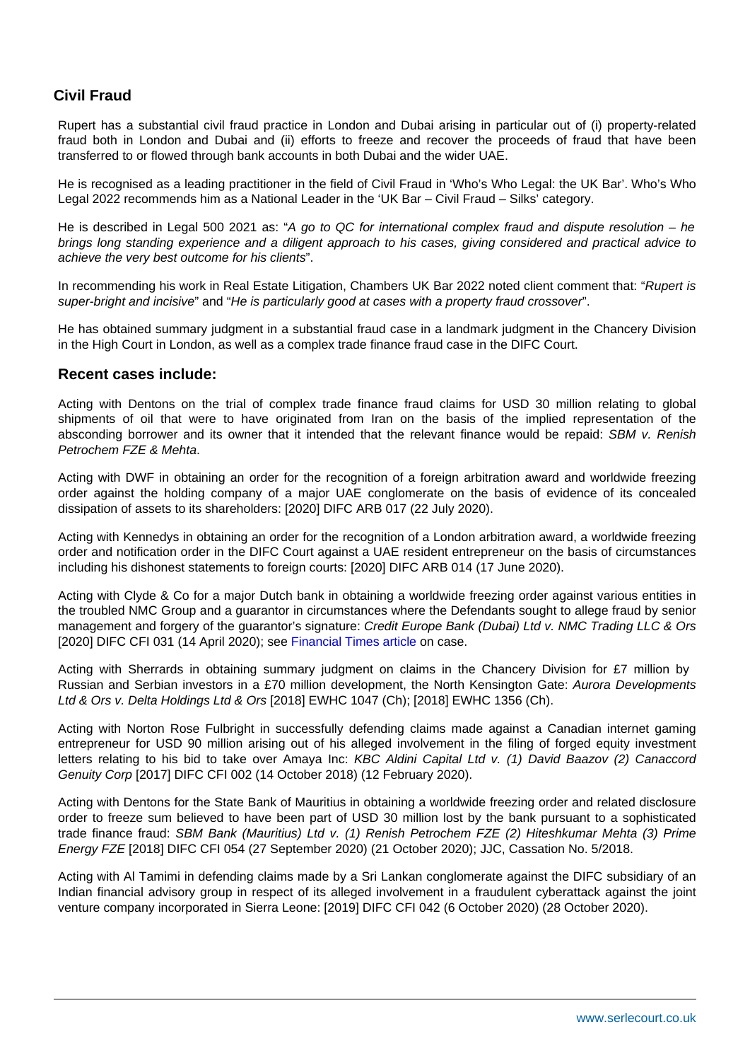## Civil Fraud

Rupert has a substantial civil fraud practice in London and Dubai arising in particular out of (i) property-related fraud both in London and Dubai and (ii) efforts to freeze and recover the proceeds of fraud that have been transferred to or flowed through bank accounts in both Dubai and the wider UAE.

He is recognised as a leading practitioner in the field of Civil Fraud in 'Who's Who Legal: the UK Bar'. Who's Who Legal 2022 recommends him as a National Leader in the 'UK Bar – Civil Fraud – Silks' category.

He is described in Legal 500 2021 as: "*A go to QC for international complex fraud and dispute resolution – he brings long standing experience and a diligent approach to his cases, giving considered and practical advice to achieve the very best outcome for his clients*".

In recommending his work in Real Estate Litigation, Chambers UK Bar 2022 noted client comment that: "*Rupert is super-bright and incisive*" and "*He is particularly good at cases with a property fraud crossover*".

He has obtained summary judgment in a substantial fraud case in a landmark judgment in the Chancery Division in the High Court in London, as well as a complex trade finance fraud case in the DIFC Court.

### Recent cases include:

Acting with Dentons on the trial of complex trade finance fraud claims for USD 30 million relating to global shipments of oil that were to have originated from Iran on the basis of the implied representation of the absconding borrower and its owner that it intended that the relevant finance would be repaid: *SBM v. Renish Petrochem FZE & Mehta*.

Acting with DWF in obtaining an order for the recognition of a foreign arbitration award and worldwide freezing order against the holding company of a major UAE conglomerate on the basis of evidence of its concealed dissipation of assets to its shareholders: [2020] DIFC ARB 017 (22 July 2020).

Acting with Kennedys in obtaining an order for the recognition of a London arbitration award, a worldwide freezing order and notification order in the DIFC Court against a UAE resident entrepreneur on the basis of circumstances including his dishonest statements to foreign courts: [2020] DIFC ARB 014 (17 June 2020).

Acting with Clyde & Co for a major Dutch bank in obtaining a worldwide freezing order against various entities in the troubled NMC Group and a guarantor in circumstances where the Defendants sought to allege fraud by senior management and forgery of the guarantor's signature: *Credit Europe Bank (Dubai) Ltd v. NMC Trading LLC & Ors* [2020] DIFC CFI 031 (14 April 2020); see Financial Times article on case.

Acting with Sherrards in obtaining summary judgment on claims in the Chancery Division for £7 million by Russian and Serbian investors in a £70 million development, the North Kensington Gate: *Aurora Developments Ltd & Ors v. Delta Holdings Ltd & Ors* [2018] EWHC 1047 (Ch); [2018] EWHC 1356 (Ch).

Acting with Norton Rose Fulbright in successfully defending claims made against a Canadian internet gaming entrepreneur for USD 90 million arising out of his alleged involvement in the filing of forged equity investment letters relating to his bid to take over Amaya Inc: *KBC Aldini Capital Ltd v. (1) David Baazov (2) Canaccord Genuity Corp* [2017] DIFC CFI 002 (14 October 2018) (12 February 2020).

Acting with Dentons for the State Bank of Mauritius in obtaining a worldwide freezing order and related disclosure order to freeze sum believed to have been part of USD 30 million lost by the bank pursuant to a sophisticated trade finance fraud: *SBM Bank (Mauritius) Ltd v. (1) Renish Petrochem FZE (2) Hiteshkumar Mehta (3) Prime Energy FZE* [2018] DIFC CFI 054 (27 September 2020) (21 October 2020); JJC, Cassation No. 5/2018.

Acting with Al Tamimi in defending claims made by a Sri Lankan conglomerate against the DIFC subsidiary of an Indian financial advisory group in respect of its alleged involvement in a fraudulent cyberattack against the joint venture company incorporated in Sierra Leone: [2019] DIFC CFI 042 (6 October 2020) (28 October 2020).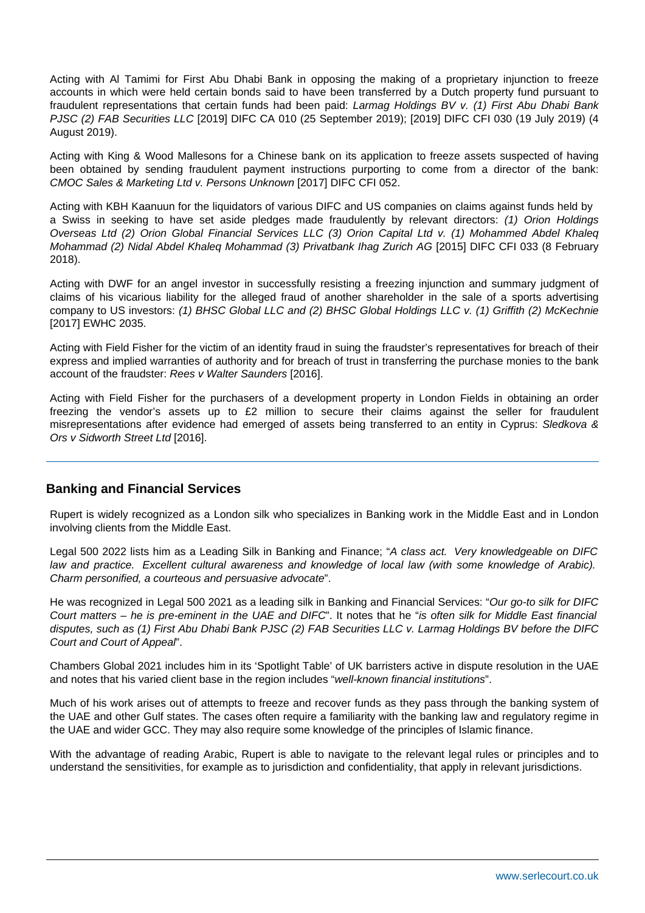Acting with Al Tamimi for First Abu Dhabi Bank in opposing the making of a proprietary injunction to freeze accounts in which were held certain bonds said to have been transferred by a Dutch property fund pursuant to fraudulent representations that certain funds had been paid: *Larmag Holdings BV v. (1) First Abu Dhabi Bank PJSC (2) FAB Securities LLC* [2019] DIFC CA 010 (25 September 2019); [2019] DIFC CFI 030 (19 July 2019) (4 August 2019).

Acting with King & Wood Mallesons for a Chinese bank on its application to freeze assets suspected of having been obtained by sending fraudulent payment instructions purporting to come from a director of the bank: *CMOC Sales & Marketing Ltd v. Persons Unknown* [2017] DIFC CFI 052.

Acting with KBH Kaanuun for the liquidators of various DIFC and US companies on claims against funds held by a Swiss in seeking to have set aside pledges made fraudulently by relevant directors: *(1) Orion Holdings Overseas Ltd (2) Orion Global Financial Services LLC (3) Orion Capital Ltd v. (1) Mohammed Abdel Khaleq Mohammad (2) Nidal Abdel Khaleq Mohammad (3) Privatbank Ihag Zurich AG* [2015] DIFC CFI 033 (8 February 2018).

Acting with DWF for an angel investor in successfully resisting a freezing injunction and summary judgment of claims of his vicarious liability for the alleged fraud of another shareholder in the sale of a sports advertising company to US investors: *(1) BHSC Global LLC and (2) BHSC Global Holdings LLC v. (1) Griffith (2) McKechnie* [2017] EWHC 2035.

Acting with Field Fisher for the victim of an identity fraud in suing the fraudster's representatives for breach of their express and implied warranties of authority and for breach of trust in transferring the purchase monies to the bank account of the fraudster: *Rees v Walter Saunders* [2016].

Acting with Field Fisher for the purchasers of a development property in London Fields in obtaining an order freezing the vendor's assets up to £2 million to secure their claims against the seller for fraudulent misrepresentations after evidence had emerged of assets being transferred to an entity in Cyprus: *Sledkova & Ors v Sidworth Street Ltd* [2016].

## Banking and Financial Services

Rupert is widely recognized as a London silk who specializes in Banking work in the Middle East and in London involving clients from the Middle East.

Legal 500 2022 lists him as a Leading Silk in Banking and Finance; "*A class act. Very knowledgeable on DIFC law and practice. Excellent cultural awareness and knowledge of local law (with some knowledge of Arabic). Charm personified, a courteous and persuasive advocate*".

He was recognized in Legal 500 2021 as a leading silk in Banking and Financial Services: "*Our go-to silk for DIFC Court matters – he is pre-eminent in the UAE and DIFC*". It notes that he "*is often silk for Middle East financial disputes, such as (1) First Abu Dhabi Bank PJSC (2) FAB Securities LLC v. Larmag Holdings BV before the DIFC Court and Court of Appeal*".

Chambers Global 2021 includes him in its 'Spotlight Table' of UK barristers active in dispute resolution in the UAE and notes that his varied client base in the region includes "*well-known financial institutions*".

Much of his work arises out of attempts to freeze and recover funds as they pass through the banking system of the UAE and other Gulf states. The cases often require a familiarity with the banking law and regulatory regime in the UAE and wider GCC. They may also require some knowledge of the principles of Islamic finance.

With the advantage of reading Arabic, Rupert is able to navigate to the relevant legal rules or principles and to understand the sensitivities, for example as to jurisdiction and confidentiality, that apply in relevant jurisdictions.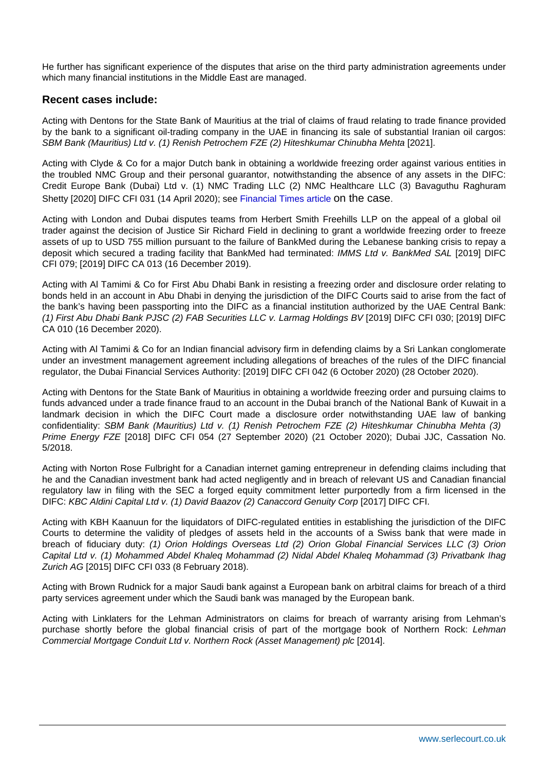He further has significant experience of the disputes that arise on the third party administration agreements under which many financial institutions in the Middle East are managed.

## Recent cases include:

Acting with Dentons for the State Bank of Mauritius at the trial of claims of fraud relating to trade finance provided by the bank to a significant oil-trading company in the UAE in financing its sale of substantial Iranian oil cargos: *SBM Bank (Mauritius) Ltd v. (1) Renish Petrochem FZE (2) Hiteshkumar Chinubha Mehta* [2021].

Acting with Clyde & Co for a major Dutch bank in obtaining a worldwide freezing order against various entities in the troubled NMC Group and their personal guarantor, notwithstanding the absence of any assets in the DIFC: Credit Europe Bank (Dubai) Ltd v. (1) NMC Trading LLC (2) NMC Healthcare LLC (3) Bavaguthu Raghuram Shetty [2020] DIFC CFI 031 (14 April 2020); see Financial Times article on the case.

Acting with London and Dubai disputes teams from Herbert Smith Freehills LLP on the appeal of a global oil trader against the decision of Justice Sir Richard Field in declining to grant a worldwide freezing order to freeze assets of up to USD 755 million pursuant to the failure of BankMed during the Lebanese banking crisis to repay a deposit which secured a trading facility that BankMed had terminated: *IMMS Ltd v. BankMed SAL* [2019] DIFC CFI 079; [2019] DIFC CA 013 (16 December 2019).

Acting with Al Tamimi & Co for First Abu Dhabi Bank in resisting a freezing order and disclosure order relating to bonds held in an account in Abu Dhabi in denying the jurisdiction of the DIFC Courts said to arise from the fact of the bank's having been passporting into the DIFC as a financial institution authorized by the UAE Central Bank: *(1) First Abu Dhabi Bank PJSC (2) FAB Securities LLC v. Larmag Holdings BV* [2019] DIFC CFI 030; [2019] DIFC CA 010 (16 December 2020).

Acting with Al Tamimi & Co for an Indian financial advisory firm in defending claims by a Sri Lankan conglomerate under an investment management agreement including allegations of breaches of the rules of the DIFC financial regulator, the Dubai Financial Services Authority: [2019] DIFC CFI 042 (6 October 2020) (28 October 2020).

Acting with Dentons for the State Bank of Mauritius in obtaining a worldwide freezing order and pursuing claims to funds advanced under a trade finance fraud to an account in the Dubai branch of the National Bank of Kuwait in a landmark decision in which the DIFC Court made a disclosure order notwithstanding UAE law of banking confidentiality: *SBM Bank (Mauritius) Ltd v. (1) Renish Petrochem FZE (2) Hiteshkumar Chinubha Mehta (3) Prime Energy FZE* [2018] DIFC CFI 054 (27 September 2020) (21 October 2020); Dubai JJC, Cassation No. 5/2018.

Acting with Norton Rose Fulbright for a Canadian internet gaming entrepreneur in defending claims including that he and the Canadian investment bank had acted negligently and in breach of relevant US and Canadian financial regulatory law in filing with the SEC a forged equity commitment letter purportedly from a firm licensed in the DIFC: *KBC Aldini Capital Ltd v. (1) David Baazov (2) Canaccord Genuity Corp* [2017] DIFC CFI.

Acting with KBH Kaanuun for the liquidators of DIFC-regulated entities in establishing the jurisdiction of the DIFC Courts to determine the validity of pledges of assets held in the accounts of a Swiss bank that were made in breach of fiduciary duty: *(1) Orion Holdings Overseas Ltd (2) Orion Global Financial Services LLC (3) Orion Capital Ltd v. (1) Mohammed Abdel Khaleq Mohammad (2) Nidal Abdel Khaleq Mohammad (3) Privatbank Ihag Zurich AG* [2015] DIFC CFI 033 (8 February 2018).

Acting with Brown Rudnick for a major Saudi bank against a European bank on arbitral claims for breach of a third party services agreement under which the Saudi bank was managed by the European bank.

Acting with Linklaters for the Lehman Administrators on claims for breach of warranty arising from Lehman's purchase shortly before the global financial crisis of part of the mortgage book of Northern Rock: *Lehman Commercial Mortgage Conduit Ltd v. Northern Rock (Asset Management) plc* [2014].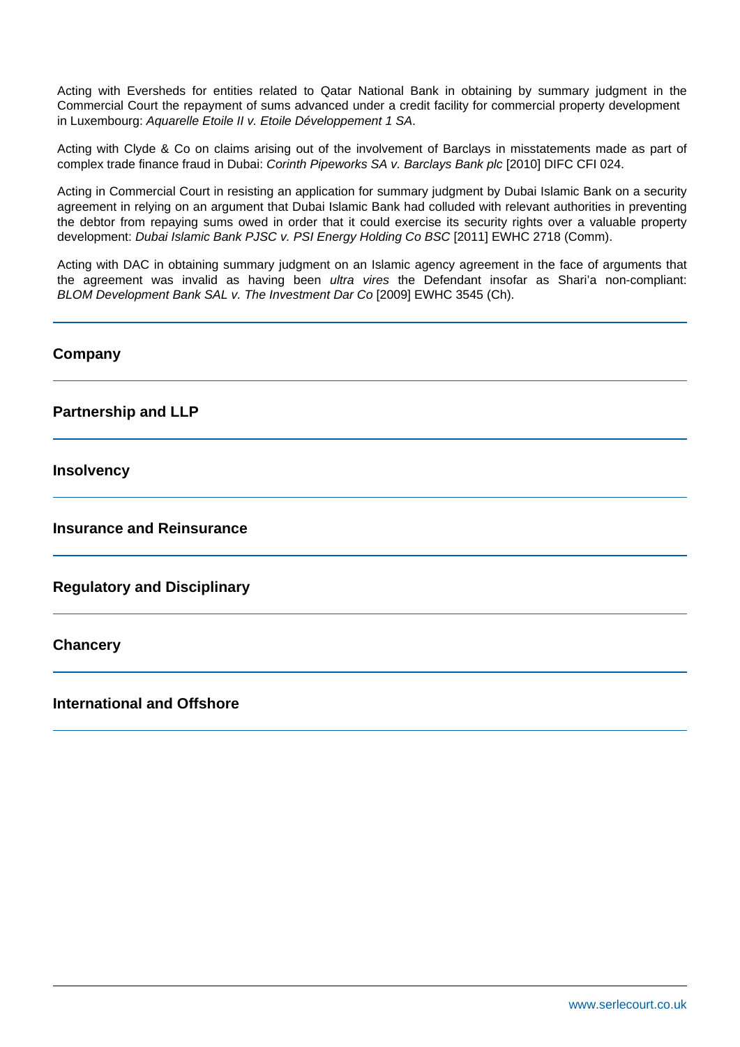Acting with Eversheds for entities related to Qatar National Bank in obtaining by summary judgment in the Commercial Court the repayment of sums advanced under a credit facility for commercial property development in Luxembourg: *Aquarelle Etoile II v. Etoile Développement 1 SA*.

Acting with Clyde & Co on claims arising out of the involvement of Barclays in misstatements made as part of complex trade finance fraud in Dubai: *Corinth Pipeworks SA v. Barclays Bank plc* [2010] DIFC CFI 024.

Acting in Commercial Court in resisting an application for summary judgment by Dubai Islamic Bank on a security agreement in relying on an argument that Dubai Islamic Bank had colluded with relevant authorities in preventing the debtor from repaying sums owed in order that it could exercise its security rights over a valuable property development: *Dubai Islamic Bank PJSC v. PSI Energy Holding Co BSC* [2011] EWHC 2718 (Comm).

Acting with DAC in obtaining summary judgment on an Islamic agency agreement in the face of arguments that the agreement was invalid as having been *ultra vires* the Defendant insofar as Shari'a non-compliant: *BLOM Development Bank SAL v. The Investment Dar Co* [2009] EWHC 3545 (Ch).

## Company

## Partnership and LLP

## Insolvency

## Insurance and Reinsurance

## Regulatory and Disciplinary

## Chancery

## International and Offshore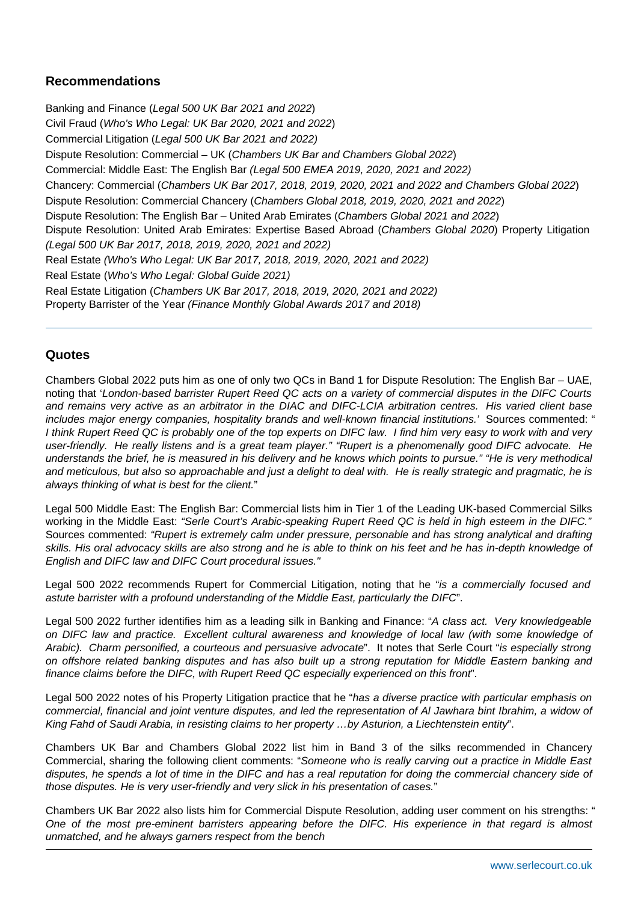## Recommendations

Banking and Finance (*Legal 500 UK Bar 2021 and 2022*)
Civil Fraud (*Who's Who Legal: UK Bar 2020, 2021 and 2022*)
Commercial Litigation (*Legal 500 UK Bar 2021 and 2022)*
Dispute Resolution: Commercial – UK (*Chambers UK Bar and Chambers Global 2022*)
Commercial: Middle East: The English Bar *(Legal 500 EMEA 2019, 2020, 2021 and 2022)*
Chancery: Commercial (*Chambers UK Bar 2017, 2018, 2019, 2020, 2021 and 2022 and Chambers Global 2022*)
Dispute Resolution: Commercial Chancery (*Chambers Global 2018, 2019, 2020, 2021 and 2022*)
Dispute Resolution: The English Bar – United Arab Emirates (*Chambers Global 2021 and 2022*)
Dispute Resolution: United Arab Emirates: Expertise Based Abroad (*Chambers Global 2020*) Property Litigation *(Legal 500 UK Bar 2017, 2018, 2019, 2020, 2021 and 2022)*
Real Estate *(Who's Who Legal: UK Bar 2017, 2018, 2019, 2020, 2021 and 2022)*
Real Estate (*Who's Who Legal: Global Guide 2021)*
Real Estate Litigation (*Chambers UK Bar 2017, 2018, 2019, 2020, 2021 and 2022)*
Property Barrister of the Year *(Finance Monthly Global Awards 2017 and 2018)*

---

## Quotes

Chambers Global 2022 puts him as one of only two QCs in Band 1 for Dispute Resolution: The English Bar – UAE, noting that '*London-based barrister Rupert Reed QC acts on a variety of commercial disputes in the DIFC Courts and remains very active as an arbitrator in the DIAC and DIFC-LCIA arbitration centres. His varied client base includes major energy companies, hospitality brands and well-known financial institutions.'* Sources commented: "*I think Rupert Reed QC is probably one of the top experts on DIFC law. I find him very easy to work with and very user-friendly. He really listens and is a great team player." "Rupert is a phenomenally good DIFC advocate. He understands the brief, he is measured in his delivery and he knows which points to pursue." "He is very methodical and meticulous, but also so approachable and just a delight to deal with. He is really strategic and pragmatic, he is always thinking of what is best for the client.*"

Legal 500 Middle East: The English Bar: Commercial lists him in Tier 1 of the Leading UK-based Commercial Silks working in the Middle East: *"Serle Court's Arabic-speaking Rupert Reed QC is held in high esteem in the DIFC."* Sources commented: *"Rupert is extremely calm under pressure, personable and has strong analytical and drafting skills. His oral advocacy skills are also strong and he is able to think on his feet and he has in-depth knowledge of English and DIFC law and DIFC Court procedural issues."*

Legal 500 2022 recommends Rupert for Commercial Litigation, noting that he "*is a commercially focused and astute barrister with a profound understanding of the Middle East, particularly the DIFC*".

Legal 500 2022 further identifies him as a leading silk in Banking and Finance: "*A class act. Very knowledgeable on DIFC law and practice. Excellent cultural awareness and knowledge of local law (with some knowledge of Arabic). Charm personified, a courteous and persuasive advocate*". It notes that Serle Court "*is especially strong on offshore related banking disputes and has also built up a strong reputation for Middle Eastern banking and finance claims before the DIFC, with Rupert Reed QC especially experienced on this front*".

Legal 500 2022 notes of his Property Litigation practice that he "*has a diverse practice with particular emphasis on commercial, financial and joint venture disputes, and led the representation of Al Jawhara bint Ibrahim, a widow of King Fahd of Saudi Arabia, in resisting claims to her property …by Asturion, a Liechtenstein entity*".

Chambers UK Bar and Chambers Global 2022 list him in Band 3 of the silks recommended in Chancery Commercial, sharing the following client comments: "*Someone who is really carving out a practice in Middle East disputes, he spends a lot of time in the DIFC and has a real reputation for doing the commercial chancery side of those disputes. He is very user-friendly and very slick in his presentation of cases.*"

Chambers UK Bar 2022 also lists him for Commercial Dispute Resolution, adding user comment on his strengths: "*One of the most pre-eminent barristers appearing before the DIFC. His experience in that regard is almost unmatched, and he always garners respect from the bench*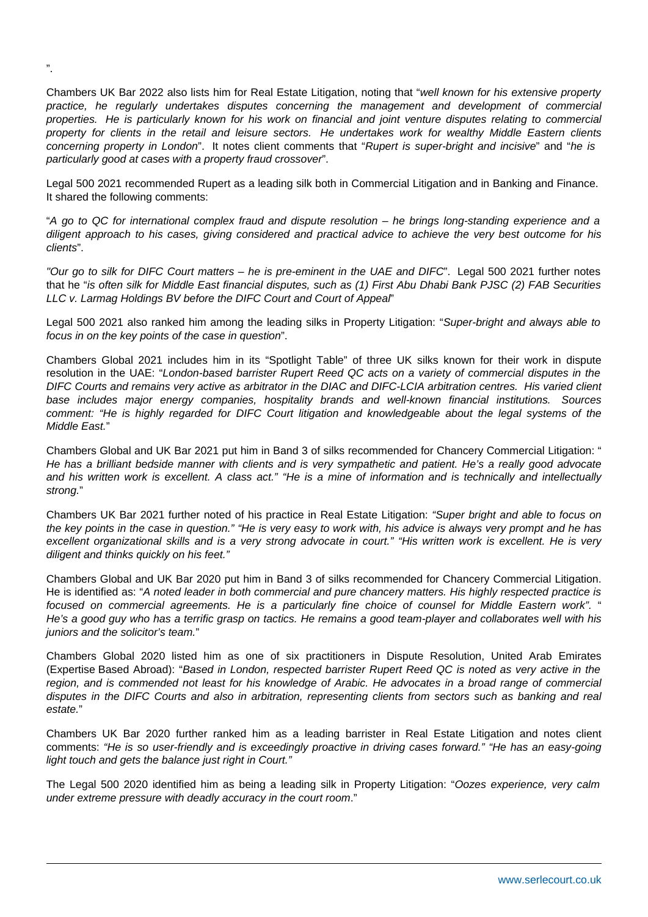".

Chambers UK Bar 2022 also lists him for Real Estate Litigation, noting that "*well known for his extensive property practice, he regularly undertakes disputes concerning the management and development of commercial properties. He is particularly known for his work on financial and joint venture disputes relating to commercial property for clients in the retail and leisure sectors. He undertakes work for wealthy Middle Eastern clients concerning property in London*". It notes client comments that "*Rupert is super-bright and incisive*" and "*he is particularly good at cases with a property fraud crossover*".

Legal 500 2021 recommended Rupert as a leading silk both in Commercial Litigation and in Banking and Finance. It shared the following comments:

"*A go to QC for international complex fraud and dispute resolution – he brings long-standing experience and a diligent approach to his cases, giving considered and practical advice to achieve the very best outcome for his clients*".

*"Our go to silk for DIFC Court matters – he is pre-eminent in the UAE and DIFC*". Legal 500 2021 further notes that he "*is often silk for Middle East financial disputes, such as (1) First Abu Dhabi Bank PJSC (2) FAB Securities LLC v. Larmag Holdings BV before the DIFC Court and Court of Appeal*"

Legal 500 2021 also ranked him among the leading silks in Property Litigation: "*Super-bright and always able to focus in on the key points of the case in question*".

Chambers Global 2021 includes him in its "Spotlight Table" of three UK silks known for their work in dispute resolution in the UAE: "*London-based barrister Rupert Reed QC acts on a variety of commercial disputes in the DIFC Courts and remains very active as arbitrator in the DIAC and DIFC-LCIA arbitration centres. His varied client base includes major energy companies, hospitality brands and well-known financial institutions. Sources comment: "He is highly regarded for DIFC Court litigation and knowledgeable about the legal systems of the Middle East.*"

Chambers Global and UK Bar 2021 put him in Band 3 of silks recommended for Chancery Commercial Litigation: "*He has a brilliant bedside manner with clients and is very sympathetic and patient. He's a really good advocate and his written work is excellent. A class act." "He is a mine of information and is technically and intellectually strong.*"

Chambers UK Bar 2021 further noted of his practice in Real Estate Litigation: *"Super bright and able to focus on the key points in the case in question." "He is very easy to work with, his advice is always very prompt and he has excellent organizational skills and is a very strong advocate in court." "His written work is excellent. He is very diligent and thinks quickly on his feet."*

Chambers Global and UK Bar 2020 put him in Band 3 of silks recommended for Chancery Commercial Litigation. He is identified as: "*A noted leader in both commercial and pure chancery matters. His highly respected practice is focused on commercial agreements. He is a particularly fine choice of counsel for Middle Eastern work".* "*He's a good guy who has a terrific grasp on tactics. He remains a good team-player and collaborates well with his juniors and the solicitor's team.*"

Chambers Global 2020 listed him as one of six practitioners in Dispute Resolution, United Arab Emirates (Expertise Based Abroad): "*Based in London, respected barrister Rupert Reed QC is noted as very active in the region, and is commended not least for his knowledge of Arabic. He advocates in a broad range of commercial disputes in the DIFC Courts and also in arbitration, representing clients from sectors such as banking and real estate.*"

Chambers UK Bar 2020 further ranked him as a leading barrister in Real Estate Litigation and notes client comments: *"He is so user-friendly and is exceedingly proactive in driving cases forward." "He has an easy-going light touch and gets the balance just right in Court."*

The Legal 500 2020 identified him as being a leading silk in Property Litigation: "*Oozes experience, very calm under extreme pressure with deadly accuracy in the court room*."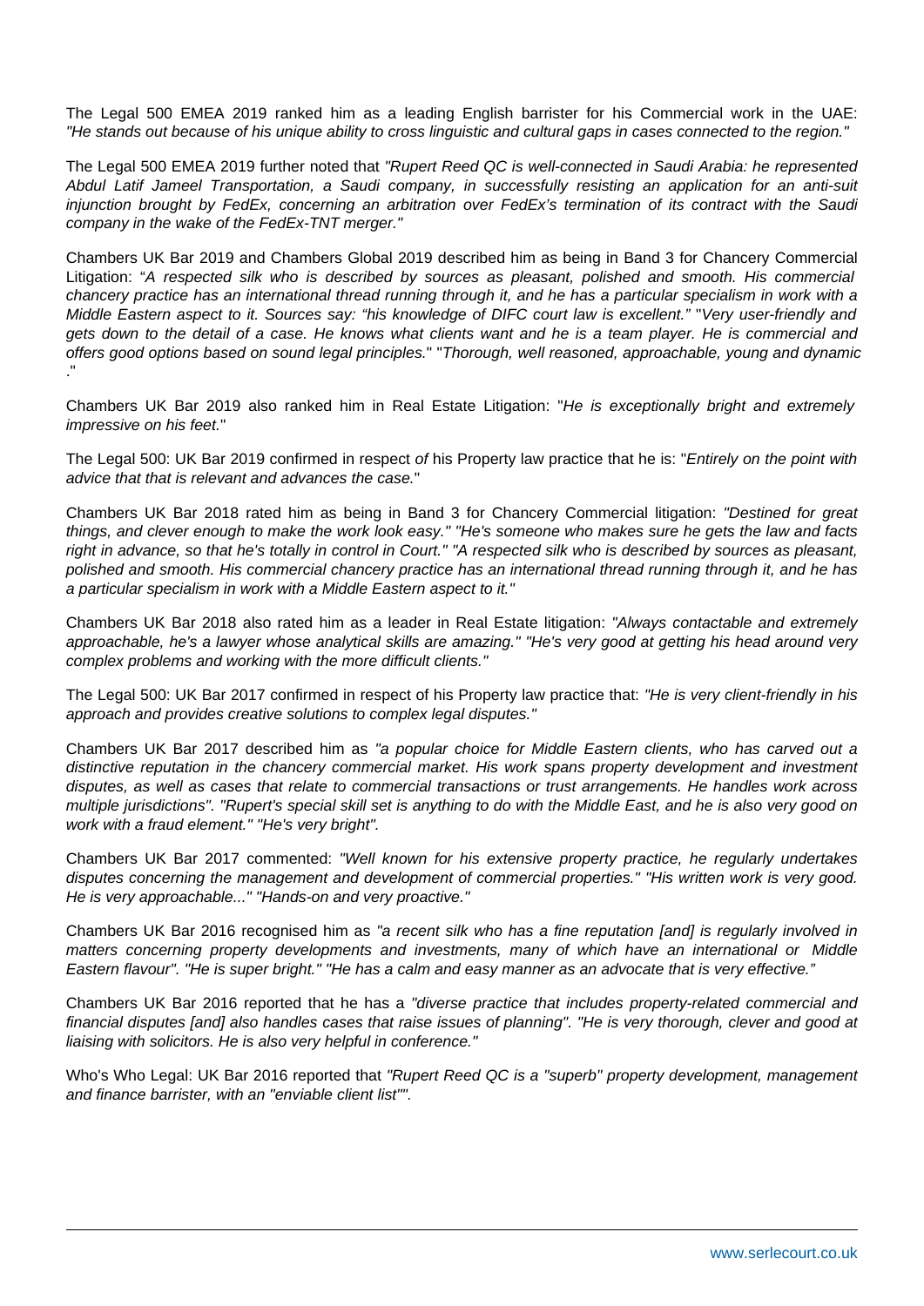The Legal 500 EMEA 2019 ranked him as a leading English barrister for his Commercial work in the UAE: *"He stands out because of his unique ability to cross linguistic and cultural gaps in cases connected to the region."*

The Legal 500 EMEA 2019 further noted that *"Rupert Reed QC is well-connected in Saudi Arabia: he represented Abdul Latif Jameel Transportation, a Saudi company, in successfully resisting an application for an anti-suit injunction brought by FedEx, concerning an arbitration over FedEx's termination of its contract with the Saudi company in the wake of the FedEx-TNT merger."*

Chambers UK Bar 2019 and Chambers Global 2019 described him as being in Band 3 for Chancery Commercial Litigation: "*A respected silk who is described by sources as pleasant, polished and smooth. His commercial chancery practice has an international thread running through it, and he has a particular specialism in work with a Middle Eastern aspect to it. Sources say: "his knowledge of DIFC court law is excellent."* "*Very user-friendly and gets down to the detail of a case. He knows what clients want and he is a team player. He is commercial and offers good options based on sound legal principles.*" "*Thorough, well reasoned, approachable, young and dynamic .*"

Chambers UK Bar 2019 also ranked him in Real Estate Litigation: "*He is exceptionally bright and extremely impressive on his feet.*"

The Legal 500: UK Bar 2019 confirmed in respect *of* his Property law practice that he is: "*Entirely on the point with advice that that is relevant and advances the case.*"

Chambers UK Bar 2018 rated him as being in Band 3 for Chancery Commercial litigation: *"Destined for great things, and clever enough to make the work look easy." "He's someone who makes sure he gets the law and facts right in advance, so that he's totally in control in Court." "A respected silk who is described by sources as pleasant, polished and smooth. His commercial chancery practice has an international thread running through it, and he has a particular specialism in work with a Middle Eastern aspect to it."*

Chambers UK Bar 2018 also rated him as a leader in Real Estate litigation: *"Always contactable and extremely approachable, he's a lawyer whose analytical skills are amazing." "He's very good at getting his head around very complex problems and working with the more difficult clients."*

The Legal 500: UK Bar 2017 confirmed in respect of his Property law practice that: *"He is very client-friendly in his approach and provides creative solutions to complex legal disputes."*

Chambers UK Bar 2017 described him as *"a popular choice for Middle Eastern clients, who has carved out a distinctive reputation in the chancery commercial market. His work spans property development and investment disputes, as well as cases that relate to commercial transactions or trust arrangements. He handles work across multiple jurisdictions". "Rupert's special skill set is anything to do with the Middle East, and he is also very good on work with a fraud element." "He's very bright".*

Chambers UK Bar 2017 commented: *"Well known for his extensive property practice, he regularly undertakes disputes concerning the management and development of commercial properties." "His written work is very good. He is very approachable..." "Hands-on and very proactive."*

Chambers UK Bar 2016 recognised him as *"a recent silk who has a fine reputation [and] is regularly involved in matters concerning property developments and investments, many of which have an international or Middle Eastern flavour". "He is super bright." "He has a calm and easy manner as an advocate that is very effective."*

Chambers UK Bar 2016 reported that he has a *"diverse practice that includes property-related commercial and financial disputes [and] also handles cases that raise issues of planning". "He is very thorough, clever and good at liaising with solicitors. He is also very helpful in conference."*

Who's Who Legal: UK Bar 2016 reported that *"Rupert Reed QC is a "superb" property development, management and finance barrister, with an "enviable client list""*.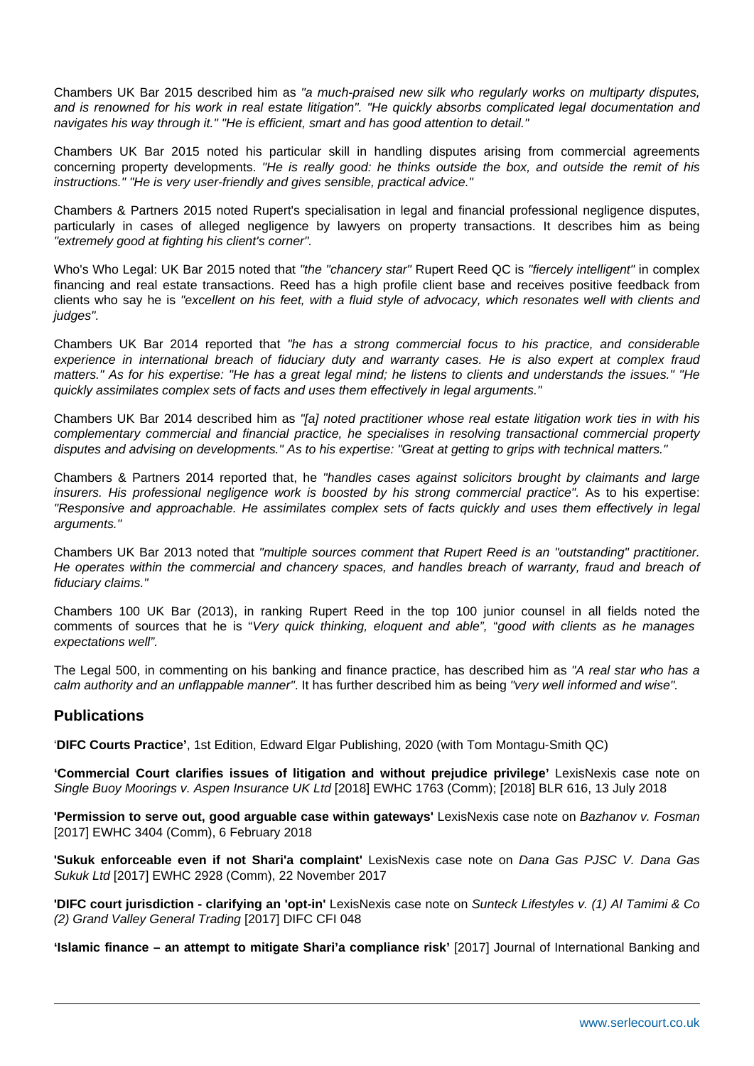Chambers UK Bar 2015 described him as *"a much-praised new silk who regularly works on multiparty disputes, and is renowned for his work in real estate litigation". "He quickly absorbs complicated legal documentation and navigates his way through it." "He is efficient, smart and has good attention to detail."*

Chambers UK Bar 2015 noted his particular skill in handling disputes arising from commercial agreements concerning property developments. *"He is really good: he thinks outside the box, and outside the remit of his instructions." "He is very user-friendly and gives sensible, practical advice."*

Chambers & Partners 2015 noted Rupert's specialisation in legal and financial professional negligence disputes, particularly in cases of alleged negligence by lawyers on property transactions. It describes him as being *"extremely good at fighting his client's corner".*

Who's Who Legal: UK Bar 2015 noted that *"the "chancery star"* Rupert Reed QC is *"fiercely intelligent"* in complex financing and real estate transactions. Reed has a high profile client base and receives positive feedback from clients who say he is *"excellent on his feet, with a fluid style of advocacy, which resonates well with clients and judges".*

Chambers UK Bar 2014 reported that *"he has a strong commercial focus to his practice, and considerable experience in international breach of fiduciary duty and warranty cases. He is also expert at complex fraud matters." As for his expertise: "He has a great legal mind; he listens to clients and understands the issues." "He quickly assimilates complex sets of facts and uses them effectively in legal arguments."*

Chambers UK Bar 2014 described him as *"[a] noted practitioner whose real estate litigation work ties in with his complementary commercial and financial practice, he specialises in resolving transactional commercial property disputes and advising on developments." As to his expertise: "Great at getting to grips with technical matters."*

Chambers & Partners 2014 reported that, he *"handles cases against solicitors brought by claimants and large insurers. His professional negligence work is boosted by his strong commercial practice"*. As to his expertise: *"Responsive and approachable. He assimilates complex sets of facts quickly and uses them effectively in legal arguments."*

Chambers UK Bar 2013 noted that *"multiple sources comment that Rupert Reed is an "outstanding" practitioner. He operates within the commercial and chancery spaces, and handles breach of warranty, fraud and breach of fiduciary claims."*

Chambers 100 UK Bar (2013), in ranking Rupert Reed in the top 100 junior counsel in all fields noted the comments of sources that he is "*Very quick thinking, eloquent and able*", "*good with clients as he manages expectations well*".

The Legal 500, in commenting on his banking and finance practice, has described him as *"A real star who has a calm authority and an unflappable manner"*. It has further described him as being *"very well informed and wise"*.

## Publications

'**DIFC Courts Practice'**, 1st Edition, Edward Elgar Publishing, 2020 (with Tom Montagu-Smith QC)

**'Commercial Court clarifies issues of litigation and without prejudice privilege'** LexisNexis case note on *Single Buoy Moorings v. Aspen Insurance UK Ltd* [2018] EWHC 1763 (Comm); [2018] BLR 616, 13 July 2018

**'Permission to serve out, good arguable case within gateways'** LexisNexis case note on *Bazhanov v. Fosman* [2017] EWHC 3404 (Comm), 6 February 2018

**'Sukuk enforceable even if not Shari'a complaint'** LexisNexis case note on *Dana Gas PJSC V. Dana Gas Sukuk Ltd* [2017] EWHC 2928 (Comm), 22 November 2017

**'DIFC court jurisdiction - clarifying an 'opt-in'** LexisNexis case note on *Sunteck Lifestyles v. (1) Al Tamimi & Co (2) Grand Valley General Trading* [2017] DIFC CFI 048

**'Islamic finance – an attempt to mitigate Shari'a compliance risk'** [2017] Journal of International Banking and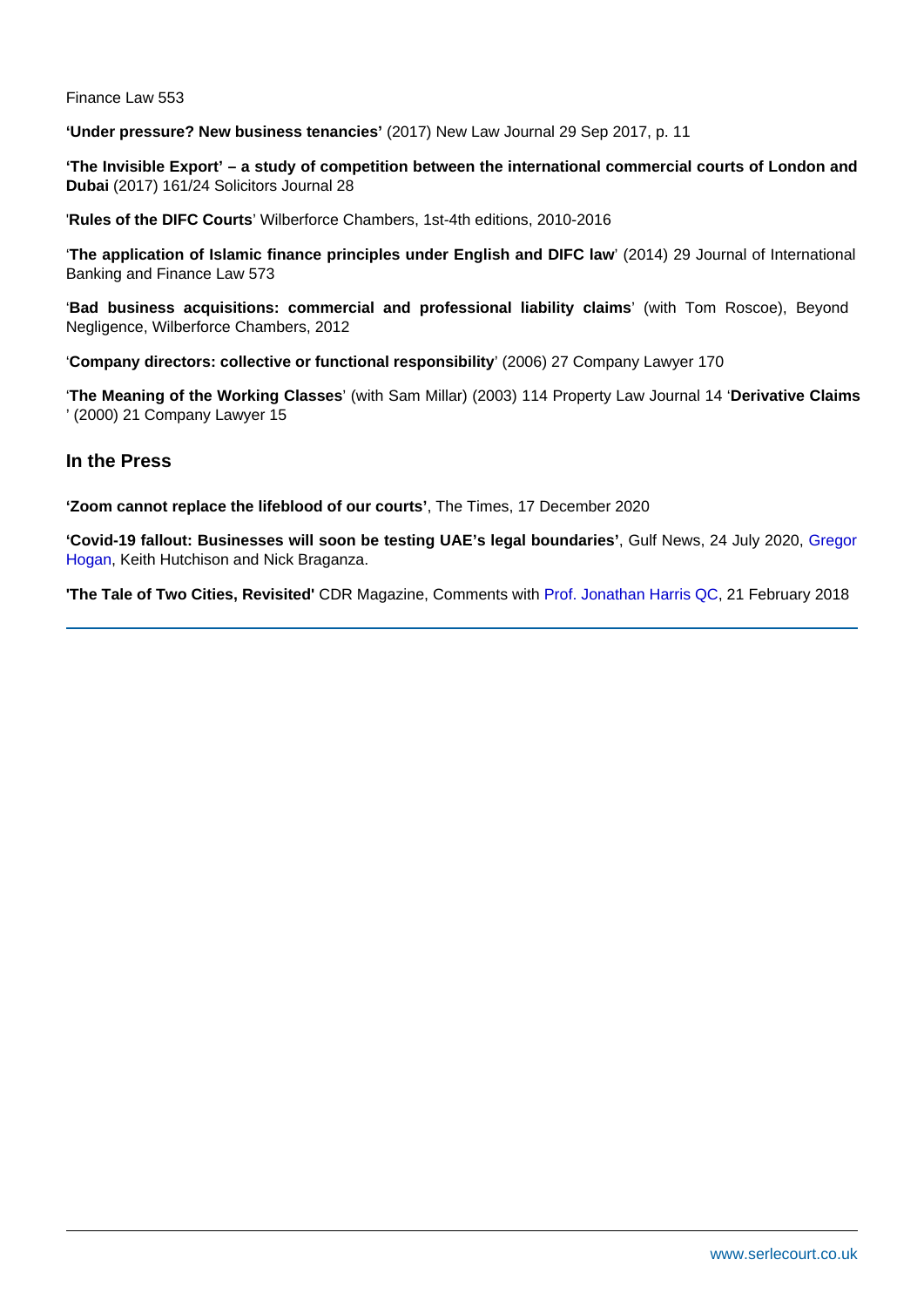Finance Law 553

**'Under pressure? New business tenancies'** (2017) New Law Journal 29 Sep 2017, p. 11

**'The Invisible Export' – a study of competition between the international commercial courts of London and Dubai** (2017) 161/24 Solicitors Journal 28

'**Rules of the DIFC Courts**' Wilberforce Chambers, 1st-4th editions, 2010-2016

'**The application of Islamic finance principles under English and DIFC law**' (2014) 29 Journal of International Banking and Finance Law 573

'**Bad business acquisitions: commercial and professional liability claims**' (with Tom Roscoe), Beyond Negligence, Wilberforce Chambers, 2012

'**Company directors: collective or functional responsibility**' (2006) 27 Company Lawyer 170

'**The Meaning of the Working Classes**' (with Sam Millar) (2003) 114 Property Law Journal 14 '**Derivative Claims** ' (2000) 21 Company Lawyer 15

## In the Press

**'Zoom cannot replace the lifeblood of our courts'**, The Times, 17 December 2020

**'Covid-19 fallout: Businesses will soon be testing UAE's legal boundaries'**, Gulf News, 24 July 2020, Gregor Hogan, Keith Hutchison and Nick Braganza.

**'The Tale of Two Cities, Revisited'** CDR Magazine, Comments with Prof. Jonathan Harris QC, 21 February 2018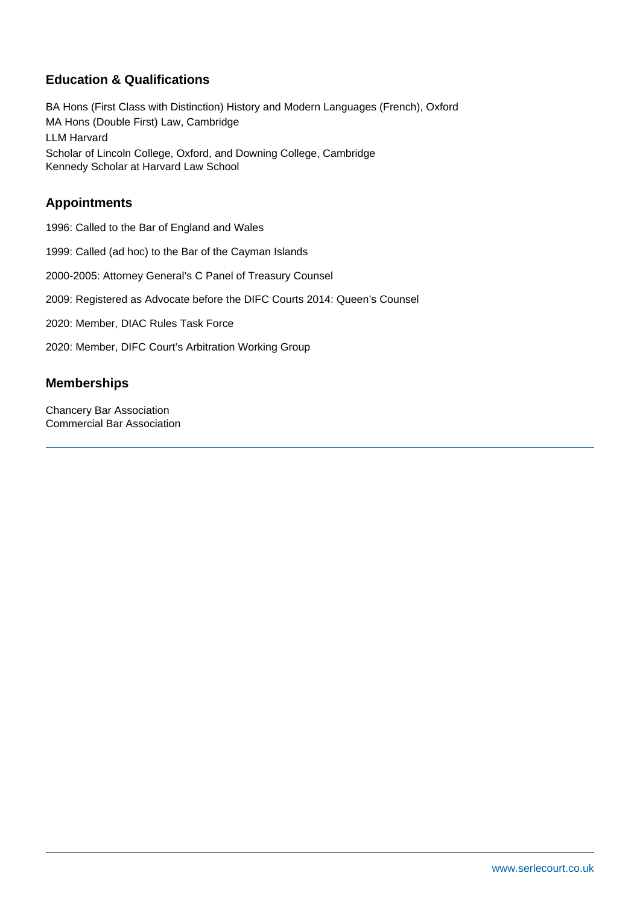## Education & Qualifications

BA Hons (First Class with Distinction) History and Modern Languages (French), Oxford
MA Hons (Double First) Law, Cambridge
LLM Harvard
Scholar of Lincoln College, Oxford, and Downing College, Cambridge
Kennedy Scholar at Harvard Law School

## Appointments

1996: Called to the Bar of England and Wales

1999: Called (ad hoc) to the Bar of the Cayman Islands

2000-2005: Attorney General's C Panel of Treasury Counsel

2009: Registered as Advocate before the DIFC Courts 2014: Queen's Counsel

2020: Member, DIAC Rules Task Force

2020: Member, DIFC Court's Arbitration Working Group

## Memberships

Chancery Bar Association
Commercial Bar Association